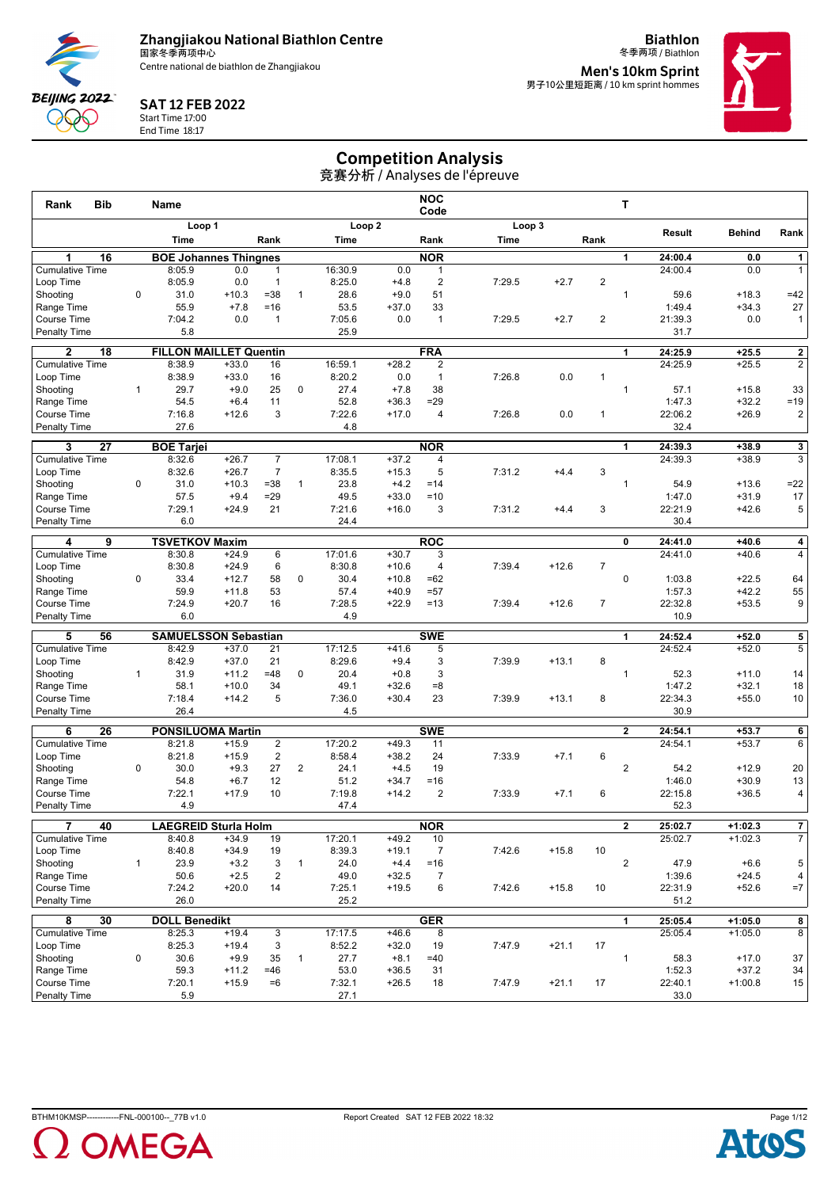**Zhangjiakou National Biathlon Centre**
国家冬季两项中心
Centre national de biathlon de Zhangjiakou

**Biathlon**
冬季两项 / Biathlon

**Men's 10km Sprint**
男子10公里短距离 / 10 km sprint hommes

**SAT 12 FEB 2022**
Start Time 17:00
End Time 18:17

# Competition Analysis
竞赛分析 / Analyses de l'épreuve

| Rank | Bib | | Name | | | | Loop 2 | | NOC Code | | | | T | Result | Behind | Rank |
|---|---|---|---|---|---|---|---|---|---|---|---|---|---|---|---|---|
| | | | Loop 1 | | | | Loop 2 | | | Loop 3 | | | | | | |
| | | | Time | | Rank | | Time | | Rank | Time | | Rank | | | | |
| **1** | **16** | | **BOE Johannes Thingnes** | | | | | | **NOR** | | | | **1** | **24:00.4** | **0.0** | **1** |
| Cumulative Time | | | 8:05.9 | 0.0 | 1 | | 16:30.9 | 0.0 | 1 | | | | | 24:00.4 | 0.0 | 1 |
| Loop Time | | | 8:05.9 | 0.0 | 1 | | 8:25.0 | +4.8 | 2 | 7:29.5 | +2.7 | 2 | | | | |
| Shooting | | 0 | 31.0 | +10.3 | =38 | 1 | 28.6 | +9.0 | 51 | | | | 1 | 59.6 | +18.3 | =42 |
| Range Time | | | 55.9 | +7.8 | =16 | | 53.5 | +37.0 | 33 | | | | | 1:49.4 | +34.3 | 27 |
| Course Time | | | 7:04.2 | 0.0 | 1 | | 7:05.6 | 0.0 | 1 | 7:29.5 | +2.7 | 2 | | 21:39.3 | 0.0 | 1 |
| Penalty Time | | | 5.8 | | | | 25.9 | | | | | | | 31.7 | | |
| **2** | **18** | | **FILLON MAILLET Quentin** | | | | | | **FRA** | | | | **1** | **24:25.9** | **+25.5** | **2** |
| Cumulative Time | | | 8:38.9 | +33.0 | 16 | | 16:59.1 | +28.2 | 2 | | | | | 24:25.9 | +25.5 | 2 |
| Loop Time | | | 8:38.9 | +33.0 | 16 | | 8:20.2 | 0.0 | 1 | 7:26.8 | 0.0 | 1 | | | | |
| Shooting | | 1 | 29.7 | +9.0 | 25 | 0 | 27.4 | +7.8 | 38 | | | | 1 | 57.1 | +15.8 | 33 |
| Range Time | | | 54.5 | +6.4 | 11 | | 52.8 | +36.3 | =29 | | | | | 1:47.3 | +32.2 | =19 |
| Course Time | | | 7:16.8 | +12.6 | 3 | | 7:22.6 | +17.0 | 4 | 7:26.8 | 0.0 | 1 | | 22:06.2 | +26.9 | 2 |
| Penalty Time | | | 27.6 | | | | 4.8 | | | | | | | 32.4 | | |
| **3** | **27** | | **BOE Tarjei** | | | | | | **NOR** | | | | **1** | **24:39.3** | **+38.9** | **3** |
| Cumulative Time | | | 8:32.6 | +26.7 | 7 | | 17:08.1 | +37.2 | 4 | | | | | 24:39.3 | +38.9 | 3 |
| Loop Time | | | 8:32.6 | +26.7 | 7 | | 8:35.5 | +15.3 | 5 | 7:31.2 | +4.4 | 3 | | | | |
| Shooting | | 0 | 31.0 | +10.3 | =38 | 1 | 23.8 | +4.2 | =14 | | | | 1 | 54.9 | +13.6 | =22 |
| Range Time | | | 57.5 | +9.4 | =29 | | 49.5 | +33.0 | =10 | | | | | 1:47.0 | +31.9 | 17 |
| Course Time | | | 7:29.1 | +24.9 | 21 | | 7:21.6 | +16.0 | 3 | 7:31.2 | +4.4 | 3 | | 22:21.9 | +42.6 | 5 |
| Penalty Time | | | 6.0 | | | | 24.4 | | | | | | | 30.4 | | |
| **4** | **9** | | **TSVETKOV Maxim** | | | | | | **ROC** | | | | **0** | **24:41.0** | **+40.6** | **4** |
| Cumulative Time | | | 8:30.8 | +24.9 | 6 | | 17:01.6 | +30.7 | 3 | | | | | 24:41.0 | +40.6 | 4 |
| Loop Time | | | 8:30.8 | +24.9 | 6 | | 8:30.8 | +10.6 | 4 | 7:39.4 | +12.6 | 7 | | | | |
| Shooting | | 0 | 33.4 | +12.7 | 58 | 0 | 30.4 | +10.8 | =62 | | | | 0 | 1:03.8 | +22.5 | 64 |
| Range Time | | | 59.9 | +11.8 | 53 | | 57.4 | +40.9 | =57 | | | | | 1:57.3 | +42.2 | 55 |
| Course Time | | | 7:24.9 | +20.7 | 16 | | 7:28.5 | +22.9 | =13 | 7:39.4 | +12.6 | 7 | | 22:32.8 | +53.5 | 9 |
| Penalty Time | | | 6.0 | | | | 4.9 | | | | | | | 10.9 | | |
| **5** | **56** | | **SAMUELSSON Sebastian** | | | | | | **SWE** | | | | **1** | **24:52.4** | **+52.0** | **5** |
| Cumulative Time | | | 8:42.9 | +37.0 | 21 | | 17:12.5 | +41.6 | 5 | | | | | 24:52.4 | +52.0 | 5 |
| Loop Time | | | 8:42.9 | +37.0 | 21 | | 8:29.6 | +9.4 | 3 | 7:39.9 | +13.1 | 8 | | | | |
| Shooting | | 1 | 31.9 | +11.2 | =48 | 0 | 20.4 | +0.8 | 3 | | | | 1 | 52.3 | +11.0 | 14 |
| Range Time | | | 58.1 | +10.0 | 34 | | 49.1 | +32.6 | =8 | | | | | 1:47.2 | +32.1 | 18 |
| Course Time | | | 7:18.4 | +14.2 | 5 | | 7:36.0 | +30.4 | 23 | 7:39.9 | +13.1 | 8 | | 22:34.3 | +55.0 | 10 |
| Penalty Time | | | 26.4 | | | | 4.5 | | | | | | | 30.9 | | |
| **6** | **26** | | **PONSILUOMA Martin** | | | | | | **SWE** | | | | **2** | **24:54.1** | **+53.7** | **6** |
| Cumulative Time | | | 8:21.8 | +15.9 | 2 | | 17:20.2 | +49.3 | 11 | | | | | 24:54.1 | +53.7 | 6 |
| Loop Time | | | 8:21.8 | +15.9 | 2 | | 8:58.4 | +38.2 | 24 | 7:33.9 | +7.1 | 6 | | | | |
| Shooting | | 0 | 30.0 | +9.3 | 27 | 2 | 24.1 | +4.5 | 19 | | | | 2 | 54.2 | +12.9 | 20 |
| Range Time | | | 54.8 | +6.7 | 12 | | 51.2 | +34.7 | =16 | | | | | 1:46.0 | +30.9 | 13 |
| Course Time | | | 7:22.1 | +17.9 | 10 | | 7:19.8 | +14.2 | 2 | 7:33.9 | +7.1 | 6 | | 22:15.8 | +36.5 | 4 |
| Penalty Time | | | 4.9 | | | | 47.4 | | | | | | | 52.3 | | |
| **7** | **40** | | **LAEGREID Sturla Holm** | | | | | | **NOR** | | | | **2** | **25:02.7** | **+1:02.3** | **7** |
| Cumulative Time | | | 8:40.8 | +34.9 | 19 | | 17:20.1 | +49.2 | 10 | | | | | 25:02.7 | +1:02.3 | 7 |
| Loop Time | | | 8:40.8 | +34.9 | 19 | | 8:39.3 | +19.1 | 7 | 7:42.6 | +15.8 | 10 | | | | |
| Shooting | | 1 | 23.9 | +3.2 | 3 | 1 | 24.0 | +4.4 | =16 | | | | 2 | 47.9 | +6.6 | 5 |
| Range Time | | | 50.6 | +2.5 | 2 | | 49.0 | +32.5 | 7 | | | | | 1:39.6 | +24.5 | 4 |
| Course Time | | | 7:24.2 | +20.0 | 14 | | 7:25.1 | +19.5 | 6 | 7:42.6 | +15.8 | 10 | | 22:31.9 | +52.6 | =7 |
| Penalty Time | | | 26.0 | | | | 25.2 | | | | | | | 51.2 | | |
| **8** | **30** | | **DOLL Benedikt** | | | | | | **GER** | | | | **1** | **25:05.4** | **+1:05.0** | **8** |
| Cumulative Time | | | 8:25.3 | +19.4 | 3 | | 17:17.5 | +46.6 | 8 | | | | | 25:05.4 | +1:05.0 | 8 |
| Loop Time | | | 8:25.3 | +19.4 | 3 | | 8:52.2 | +32.0 | 19 | 7:47.9 | +21.1 | 17 | | | | |
| Shooting | | 0 | 30.6 | +9.9 | 35 | 1 | 27.7 | +8.1 | =40 | | | | 1 | 58.3 | +17.0 | 37 |
| Range Time | | | 59.3 | +11.2 | =46 | | 53.0 | +36.5 | 31 | | | | | 1:52.3 | +37.2 | 34 |
| Course Time | | | 7:20.1 | +15.9 | =6 | | 7:32.1 | +26.5 | 18 | 7:47.9 | +21.1 | 17 | | 22:40.1 | +1:00.8 | 15 |
| Penalty Time | | | 5.9 | | | | 27.1 | | | | | | | 33.0 | | |

BTHM10KMSP------------FNL-000100--_77B v1.0 Report Created SAT 12 FEB 2022 18:32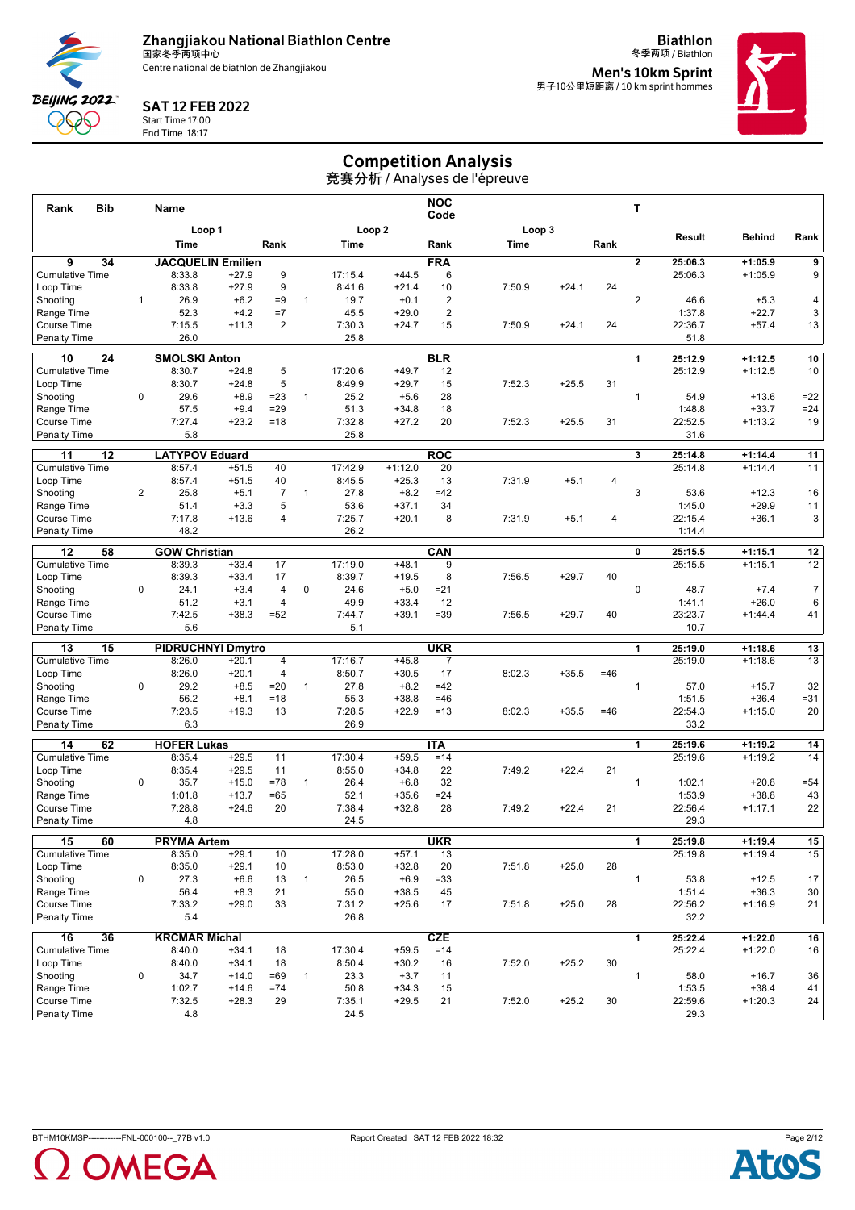Zhangjiakou National Biathlon Centre
国家冬季两项中心
Centre national de biathlon de Zhangjiakou

**Biathlon**
冬季两项 / Biathlon

**Men's 10km Sprint**
男子10公里短距离 / 10 km sprint hommes

**SAT 12 FEB 2022**
Start Time 17:00
End Time 18:17

# Competition Analysis
竞赛分析 / Analyses de l'épreuve

| Rank | Bib | | Name | | | | | | NOC Code | | | | T | | | |
|---|---|---|---|---|---|---|---|---|---|---|---|---|---|---|---|---|
| | | | Loop 1 | | | | Loop 2 | | | Loop 3 | | | | Result | Behind | Rank |
| | | | Time | | Rank | | Time | | Rank | Time | | Rank | | | | |
| **9** | **34** | | **JACQUELIN Emilien** | | | | | | **FRA** | | | | **2** | **25:06.3** | **+1:05.9** | **9** |
| Cumulative Time | | | 8:33.8 | +27.9 | 9 | | 17:15.4 | +44.5 | 6 | | | | | 25:06.3 | +1:05.9 | 9 |
| Loop Time | | | 8:33.8 | +27.9 | 9 | | 8:41.6 | +21.4 | 10 | 7:50.9 | +24.1 | 24 | | | | |
| Shooting | | 1 | 26.9 | +6.2 | =9 | 1 | 19.7 | +0.1 | 2 | | | | 2 | 46.6 | +5.3 | 4 |
| Range Time | | | 52.3 | +4.2 | =7 | | 45.5 | +29.0 | 2 | | | | | 1:37.8 | +22.7 | 3 |
| Course Time | | | 7:15.5 | +11.3 | 2 | | 7:30.3 | +24.7 | 15 | 7:50.9 | +24.1 | 24 | | 22:36.7 | +57.4 | 13 |
| Penalty Time | | | 26.0 | | | | 25.8 | | | | | | | 51.8 | | |
| **10** | **24** | | **SMOLSKI Anton** | | | | | | **BLR** | | | | **1** | **25:12.9** | **+1:12.5** | **10** |
| Cumulative Time | | | 8:30.7 | +24.8 | 5 | | 17:20.6 | +49.7 | 12 | | | | | 25:12.9 | +1:12.5 | 10 |
| Loop Time | | | 8:30.7 | +24.8 | 5 | | 8:49.9 | +29.7 | 15 | 7:52.3 | +25.5 | 31 | | | | |
| Shooting | | 0 | 29.6 | +8.9 | =23 | 1 | 25.2 | +5.6 | 28 | | | | 1 | 54.9 | +13.6 | =22 |
| Range Time | | | 57.5 | +9.4 | =29 | | 51.3 | +34.8 | 18 | | | | | 1:48.8 | +33.7 | =24 |
| Course Time | | | 7:27.4 | +23.2 | =18 | | 7:32.8 | +27.2 | 20 | 7:52.3 | +25.5 | 31 | | 22:52.5 | +1:13.2 | 19 |
| Penalty Time | | | 5.8 | | | | 25.8 | | | | | | | 31.6 | | |
| **11** | **12** | | **LATYPOV Eduard** | | | | | | **ROC** | | | | **3** | **25:14.8** | **+1:14.4** | **11** |
| Cumulative Time | | | 8:57.4 | +51.5 | 40 | | 17:42.9 | +1:12.0 | 20 | | | | | 25:14.8 | +1:14.4 | 11 |
| Loop Time | | | 8:57.4 | +51.5 | 40 | | 8:45.5 | +25.3 | 13 | 7:31.9 | +5.1 | 4 | | | | |
| Shooting | | 2 | 25.8 | +5.1 | 7 | 1 | 27.8 | +8.2 | =42 | | | | 3 | 53.6 | +12.3 | 16 |
| Range Time | | | 51.4 | +3.3 | 5 | | 53.6 | +37.1 | 34 | | | | | 1:45.0 | +29.9 | 11 |
| Course Time | | | 7:17.8 | +13.6 | 4 | | 7:25.7 | +20.1 | 8 | 7:31.9 | +5.1 | 4 | | 22:15.4 | +36.1 | 3 |
| Penalty Time | | | 48.2 | | | | 26.2 | | | | | | | 1:14.4 | | |
| **12** | **58** | | **GOW Christian** | | | | | | **CAN** | | | | **0** | **25:15.5** | **+1:15.1** | **12** |
| Cumulative Time | | | 8:39.3 | +33.4 | 17 | | 17:19.0 | +48.1 | 9 | | | | | 25:15.5 | +1:15.1 | 12 |
| Loop Time | | | 8:39.3 | +33.4 | 17 | | 8:39.7 | +19.5 | 8 | 7:56.5 | +29.7 | 40 | | | | |
| Shooting | | 0 | 24.1 | +3.4 | 4 | 0 | 24.6 | +5.0 | =21 | | | | 0 | 48.7 | +7.4 | 7 |
| Range Time | | | 51.2 | +3.1 | 4 | | 49.9 | +33.4 | 12 | | | | | 1:41.1 | +26.0 | 6 |
| Course Time | | | 7:42.5 | +38.3 | =52 | | 7:44.7 | +39.1 | =39 | 7:56.5 | +29.7 | 40 | | 23:23.7 | +1:44.4 | 41 |
| Penalty Time | | | 5.6 | | | | 5.1 | | | | | | | 10.7 | | |
| **13** | **15** | | **PIDRUCHNYI Dmytro** | | | | | | **UKR** | | | | **1** | **25:19.0** | **+1:18.6** | **13** |
| Cumulative Time | | | 8:26.0 | +20.1 | 4 | | 17:16.7 | +45.8 | 7 | | | | | 25:19.0 | +1:18.6 | 13 |
| Loop Time | | | 8:26.0 | +20.1 | 4 | | 8:50.7 | +30.5 | 17 | 8:02.3 | +35.5 | =46 | | | | |
| Shooting | | 0 | 29.2 | +8.5 | =20 | 1 | 27.8 | +8.2 | =42 | | | | 1 | 57.0 | +15.7 | 32 |
| Range Time | | | 56.2 | +8.1 | =18 | | 55.3 | +38.8 | =46 | | | | | 1:51.5 | +36.4 | =31 |
| Course Time | | | 7:23.5 | +19.3 | 13 | | 7:28.5 | +22.9 | =13 | 8:02.3 | +35.5 | =46 | | 22:54.3 | +1:15.0 | 20 |
| Penalty Time | | | 6.3 | | | | 26.9 | | | | | | | 33.2 | | |
| **14** | **62** | | **HOFER Lukas** | | | | | | **ITA** | | | | **1** | **25:19.6** | **+1:19.2** | **14** |
| Cumulative Time | | | 8:35.4 | +29.5 | 11 | | 17:30.4 | +59.5 | =14 | | | | | 25:19.6 | +1:19.2 | 14 |
| Loop Time | | | 8:35.4 | +29.5 | 11 | | 8:55.0 | +34.8 | 22 | 7:49.2 | +22.4 | 21 | | | | |
| Shooting | | 0 | 35.7 | +15.0 | =78 | 1 | 26.4 | +6.8 | 32 | | | | 1 | 1:02.1 | +20.8 | =54 |
| Range Time | | | 1:01.8 | +13.7 | =65 | | 52.1 | +35.6 | =24 | | | | | 1:53.9 | +38.8 | 43 |
| Course Time | | | 7:28.8 | +24.6 | 20 | | 7:38.4 | +32.8 | 28 | 7:49.2 | +22.4 | 21 | | 22:56.4 | +1:17.1 | 22 |
| Penalty Time | | | 4.8 | | | | 24.5 | | | | | | | 29.3 | | |
| **15** | **60** | | **PRYMA Artem** | | | | | | **UKR** | | | | **1** | **25:19.8** | **+1:19.4** | **15** |
| Cumulative Time | | | 8:35.0 | +29.1 | 10 | | 17:28.0 | +57.1 | 13 | | | | | 25:19.8 | +1:19.4 | 15 |
| Loop Time | | | 8:35.0 | +29.1 | 10 | | 8:53.0 | +32.8 | 20 | 7:51.8 | +25.0 | 28 | | | | |
| Shooting | | 0 | 27.3 | +6.6 | 13 | 1 | 26.5 | +6.9 | =33 | | | | 1 | 53.8 | +12.5 | 17 |
| Range Time | | | 56.4 | +8.3 | 21 | | 55.0 | +38.5 | 45 | | | | | 1:51.4 | +36.3 | 30 |
| Course Time | | | 7:33.2 | +29.0 | 33 | | 7:31.2 | +25.6 | 17 | 7:51.8 | +25.0 | 28 | | 22:56.2 | +1:16.9 | 21 |
| Penalty Time | | | 5.4 | | | | 26.8 | | | | | | | 32.2 | | |
| **16** | **36** | | **KRCMAR Michal** | | | | | | **CZE** | | | | **1** | **25:22.4** | **+1:22.0** | **16** |
| Cumulative Time | | | 8:40.0 | +34.1 | 18 | | 17:30.4 | +59.5 | =14 | | | | | 25:22.4 | +1:22.0 | 16 |
| Loop Time | | | 8:40.0 | +34.1 | 18 | | 8:50.4 | +30.2 | 16 | 7:52.0 | +25.2 | 30 | | | | |
| Shooting | | 0 | 34.7 | +14.0 | =69 | 1 | 23.3 | +3.7 | 11 | | | | 1 | 58.0 | +16.7 | 36 |
| Range Time | | | 1:02.7 | +14.6 | =74 | | 50.8 | +34.3 | 15 | | | | | 1:53.5 | +38.4 | 41 |
| Course Time | | | 7:32.5 | +28.3 | 29 | | 7:35.1 | +29.5 | 21 | 7:52.0 | +25.2 | 30 | | 22:59.6 | +1:20.3 | 24 |
| Penalty Time | | | 4.8 | | | | 24.5 | | | | | | | 29.3 | | |

BTHM10KMSP------------FNL-000100--_77B v1.0 Report Created SAT 12 FEB 2022 18:32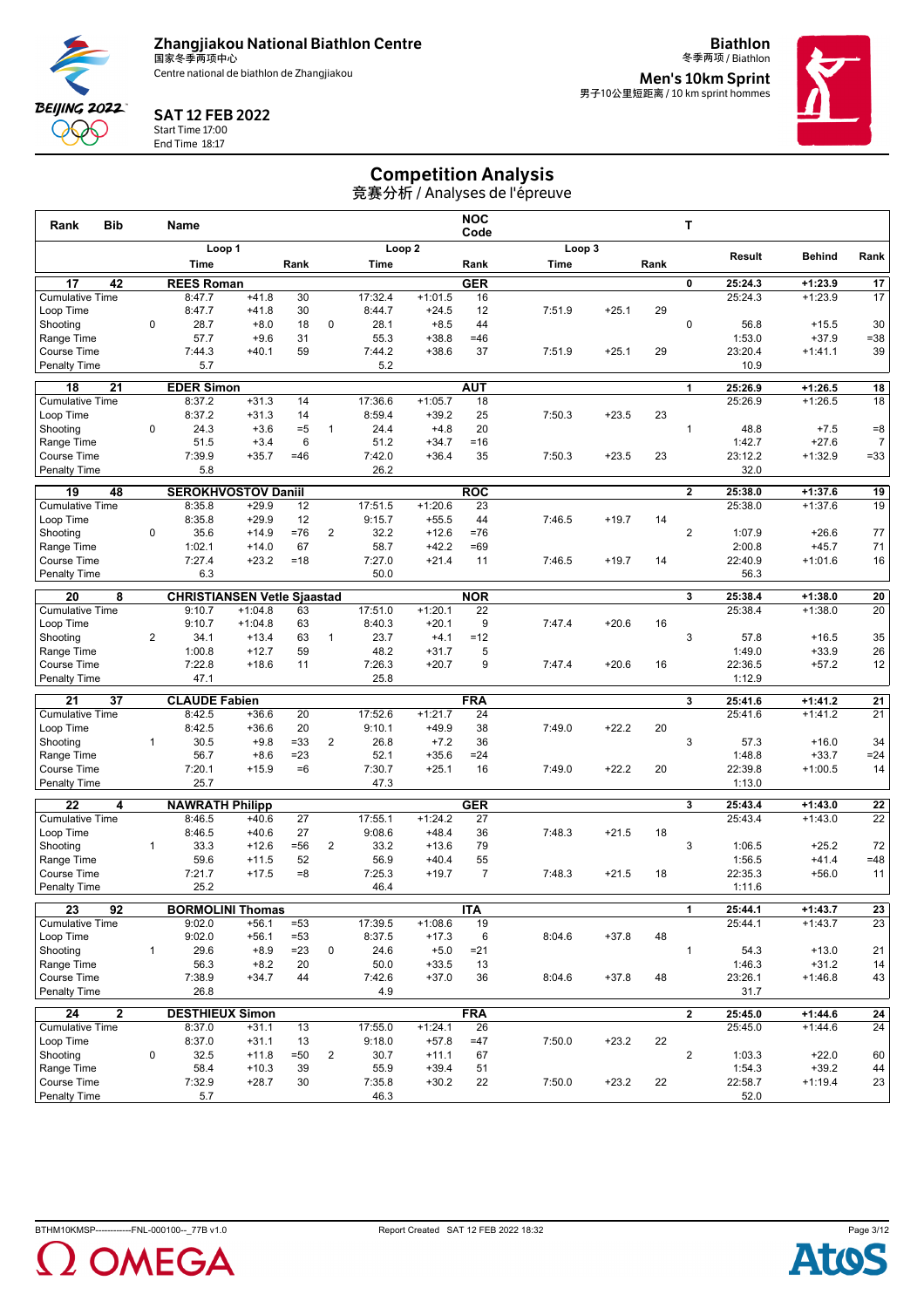**Zhangjiakou National Biathlon Centre**
国家冬季两项中心
Centre national de biathlon de Zhangjiakou

**SAT 12 FEB 2022**
Start Time 17:00
End Time 18:17

**Biathlon**
冬季两项 / Biathlon
**Men's 10km Sprint**
男子10公里短距离 / 10 km sprint hommes

# Competition Analysis
竞赛分析 / Analyses de l'épreuve

| Rank | Bib | | Name | | | | | NOC Code | | | | T | Result | Behind | Rank |
|---|---|---|---|---|---|---|---|---|---|---|---|---|---|---|---|
| | | Loop 1 | | | | Loop 2 | | | Loop 3 | | | | | | |
| | | | Time | | Rank | | Time | | Rank | Time | | Rank | | | |
| **17** | **42** | | **REES Roman** | | | | | **GER** | | | | **0** | **25:24.3** | **+1:23.9** | **17** |
| Cumulative Time | | | 8:47.7 | +41.8 | 30 | | 17:32.4 | +1:01.5 | 16 | | | | 25:24.3 | +1:23.9 | 17 |
| Loop Time | | | 8:47.7 | +41.8 | 30 | | 8:44.7 | +24.5 | 12 | 7:51.9 | +25.1 | 29 | | | |
| Shooting | | 0 | 28.7 | +8.0 | 18 | 0 | 28.1 | +8.5 | 44 | | | | 0 56.8 | +15.5 | 30 |
| Range Time | | | 57.7 | +9.6 | 31 | | 55.3 | +38.8 | =46 | | | | 1:53.0 | +37.9 | =38 |
| Course Time | | | 7:44.3 | +40.1 | 59 | | 7:44.2 | +38.6 | 37 | 7:51.9 | +25.1 | 29 | 23:20.4 | +1:41.1 | 39 |
| Penalty Time | | | 5.7 | | | | 5.2 | | | | | | 10.9 | | |
| **18** | **21** | | **EDER Simon** | | | | | **AUT** | | | | **1** | **25:26.9** | **+1:26.5** | **18** |
| Cumulative Time | | | 8:37.2 | +31.3 | 14 | | 17:36.6 | +1:05.7 | 18 | | | | 25:26.9 | +1:26.5 | 18 |
| Loop Time | | | 8:37.2 | +31.3 | 14 | | 8:59.4 | +39.2 | 25 | 7:50.3 | +23.5 | 23 | | | |
| Shooting | | 0 | 24.3 | +3.6 | =5 | 1 | 24.4 | +4.8 | 20 | | | | 1 48.8 | +7.5 | =8 |
| Range Time | | | 51.5 | +3.4 | 6 | | 51.2 | +34.7 | =16 | | | | 1:42.7 | +27.6 | 7 |
| Course Time | | | 7:39.9 | +35.7 | =46 | | 7:42.0 | +36.4 | 35 | 7:50.3 | +23.5 | 23 | 23:12.2 | +1:32.9 | =33 |
| Penalty Time | | | 5.8 | | | | 26.2 | | | | | | 32.0 | | |
| **19** | **48** | | **SEROKHVOSTOV Daniil** | | | | | **ROC** | | | | **2** | **25:38.0** | **+1:37.6** | **19** |
| Cumulative Time | | | 8:35.8 | +29.9 | 12 | | 17:51.5 | +1:20.6 | 23 | | | | 25:38.0 | +1:37.6 | 19 |
| Loop Time | | | 8:35.8 | +29.9 | 12 | | 9:15.7 | +55.5 | 44 | 7:46.5 | +19.7 | 14 | | | |
| Shooting | | 0 | 35.6 | +14.9 | =76 | 2 | 32.2 | +12.6 | =76 | | | | 2 1:07.9 | +26.6 | 77 |
| Range Time | | | 1:02.1 | +14.0 | 67 | | 58.7 | +42.2 | =69 | | | | 2:00.8 | +45.7 | 71 |
| Course Time | | | 7:27.4 | +23.2 | =18 | | 7:27.0 | +21.4 | 11 | 7:46.5 | +19.7 | 14 | 22:40.9 | +1:01.6 | 16 |
| Penalty Time | | | 6.3 | | | | 50.0 | | | | | | 56.3 | | |
| **20** | **8** | | **CHRISTIANSEN Vetle Sjaastad** | | | | | **NOR** | | | | **3** | **25:38.4** | **+1:38.0** | **20** |
| Cumulative Time | | | 9:10.7 | +1:04.8 | 63 | | 17:51.0 | +1:20.1 | 22 | | | | 25:38.4 | +1:38.0 | 20 |
| Loop Time | | | 9:10.7 | +1:04.8 | 63 | | 8:40.3 | +20.1 | 9 | 7:47.4 | +20.6 | 16 | | | |
| Shooting | | 2 | 34.1 | +13.4 | 63 | 1 | 23.7 | +4.1 | =12 | | | | 3 57.8 | +16.5 | 35 |
| Range Time | | | 1:00.8 | +12.7 | 59 | | 48.2 | +31.7 | 5 | | | | 1:49.0 | +33.9 | 26 |
| Course Time | | | 7:22.8 | +18.6 | 11 | | 7:26.3 | +20.7 | 9 | 7:47.4 | +20.6 | 16 | 22:36.5 | +57.2 | 12 |
| Penalty Time | | | 47.1 | | | | 25.8 | | | | | | 1:12.9 | | |
| **21** | **37** | | **CLAUDE Fabien** | | | | | **FRA** | | | | **3** | **25:41.6** | **+1:41.2** | **21** |
| Cumulative Time | | | 8:42.5 | +36.6 | 20 | | 17:52.6 | +1:21.7 | 24 | | | | 25:41.6 | +1:41.2 | 21 |
| Loop Time | | | 8:42.5 | +36.6 | 20 | | 9:10.1 | +49.9 | 38 | 7:49.0 | +22.2 | 20 | | | |
| Shooting | | 1 | 30.5 | +9.8 | =33 | 2 | 26.8 | +7.2 | 36 | | | | 3 57.3 | +16.0 | 34 |
| Range Time | | | 56.7 | +8.6 | =23 | | 52.1 | +35.6 | =24 | | | | 1:48.8 | +33.7 | =24 |
| Course Time | | | 7:20.1 | +15.9 | =6 | | 7:30.7 | +25.1 | 16 | 7:49.0 | +22.2 | 20 | 22:39.8 | +1:00.5 | 14 |
| Penalty Time | | | 25.7 | | | | 47.3 | | | | | | 1:13.0 | | |
| **22** | **4** | | **NAWRATH Philipp** | | | | | **GER** | | | | **3** | **25:43.4** | **+1:43.0** | **22** |
| Cumulative Time | | | 8:46.5 | +40.6 | 27 | | 17:55.1 | +1:24.2 | 27 | | | | 25:43.4 | +1:43.0 | 22 |
| Loop Time | | | 8:46.5 | +40.6 | 27 | | 9:08.6 | +48.4 | 36 | 7:48.3 | +21.5 | 18 | | | |
| Shooting | | 1 | 33.3 | +12.6 | =56 | 2 | 33.2 | +13.6 | 79 | | | | 3 1:06.5 | +25.2 | 72 |
| Range Time | | | 59.6 | +11.5 | 52 | | 56.9 | +40.4 | 55 | | | | 1:56.5 | +41.4 | =48 |
| Course Time | | | 7:21.7 | +17.5 | =8 | | 7:25.3 | +19.7 | 7 | 7:48.3 | +21.5 | 18 | 22:35.3 | +56.0 | 11 |
| Penalty Time | | | 25.2 | | | | 46.4 | | | | | | 1:11.6 | | |
| **23** | **92** | | **BORMOLINI Thomas** | | | | | **ITA** | | | | **1** | **25:44.1** | **+1:43.7** | **23** |
| Cumulative Time | | | 9:02.0 | +56.1 | =53 | | 17:39.5 | +1:08.6 | 19 | | | | 25:44.1 | +1:43.7 | 23 |
| Loop Time | | | 9:02.0 | +56.1 | =53 | | 8:37.5 | +17.3 | 6 | 8:04.6 | +37.8 | 48 | | | |
| Shooting | | 1 | 29.6 | +8.9 | =23 | 0 | 24.6 | +5.0 | =21 | | | | 1 54.3 | +13.0 | 21 |
| Range Time | | | 56.3 | +8.2 | 20 | | 50.0 | +33.5 | 13 | | | | 1:46.3 | +31.2 | 14 |
| Course Time | | | 7:38.9 | +34.7 | 44 | | 7:42.6 | +37.0 | 36 | 8:04.6 | +37.8 | 48 | 23:26.1 | +1:46.8 | 43 |
| Penalty Time | | | 26.8 | | | | 4.9 | | | | | | 31.7 | | |
| **24** | **2** | | **DESTHIEUX Simon** | | | | | **FRA** | | | | **2** | **25:45.0** | **+1:44.6** | **24** |
| Cumulative Time | | | 8:37.0 | +31.1 | 13 | | 17:55.0 | +1:24.1 | 26 | | | | 25:45.0 | +1:44.6 | 24 |
| Loop Time | | | 8:37.0 | +31.1 | 13 | | 9:18.0 | +57.8 | =47 | 7:50.0 | +23.2 | 22 | | | |
| Shooting | | 0 | 32.5 | +11.8 | =50 | 2 | 30.7 | +11.1 | 67 | | | | 2 1:03.3 | +22.0 | 60 |
| Range Time | | | 58.4 | +10.3 | 39 | | 55.9 | +39.4 | 51 | | | | 1:54.3 | +39.2 | 44 |
| Course Time | | | 7:32.9 | +28.7 | 30 | | 7:35.8 | +30.2 | 22 | 7:50.0 | +23.2 | 22 | 22:58.7 | +1:19.4 | 23 |
| Penalty Time | | | 5.7 | | | | 46.3 | | | | | | 52.0 | | |

BTHM10KMSP------------FNL-000100--_77B v1.0 Report Created SAT 12 FEB 2022 18:32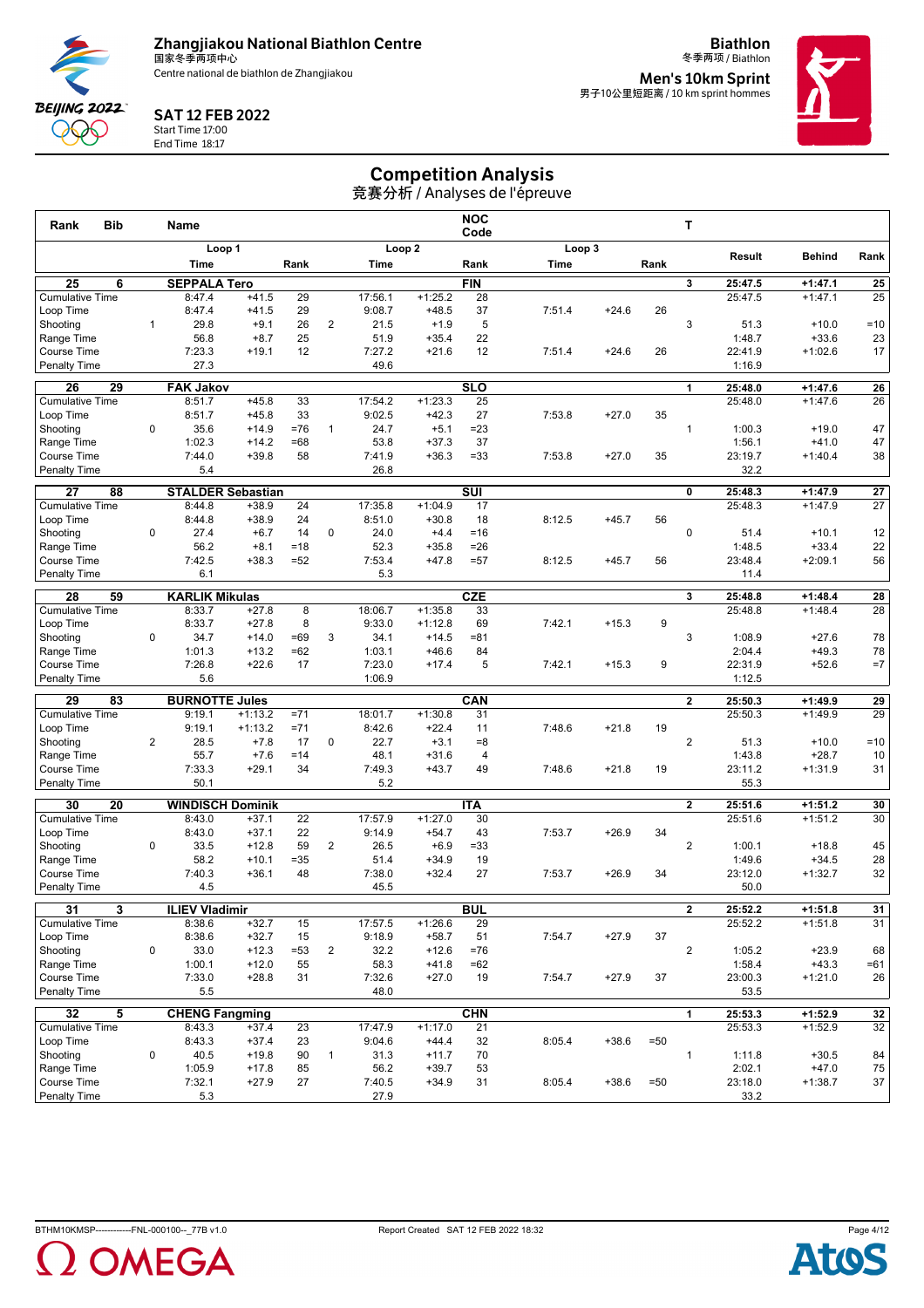# Zhangjiakou National Biathlon Centre

国家冬季两项中心

Centre national de biathlon de Zhangjiakou

**Biathlon**

冬季两项 / Biathlon

**Men's 10km Sprint**

男子10公里短距离 / 10 km sprint hommes

**SAT 12 FEB 2022**

Start Time 17:00

End Time 18:17

## Competition Analysis

竞赛分析 / Analyses de l'épreuve

| Rank | Bib | | Name | | | | | | NOC Code | | | | T | | | |
|---|---|---|---|---|---|---|---|---|---|---|---|---|---|---|---|---|
| | | | Loop 1 | | | | Loop 2 | | | Loop 3 | | | | Result | Behind | Rank |
| | | | Time | | Rank | | Time | | Rank | Time | | Rank | | | | |
| **25** | **6** | | **SEPPALA Tero** | | | | | | **FIN** | | | | **3** | **25:47.5** | **+1:47.1** | **25** |
| Cumulative Time | | | 8:47.4 | +41.5 | 29 | | 17:56.1 | +1:25.2 | 28 | | | | | 25:47.5 | +1:47.1 | 25 |
| Loop Time | | | 8:47.4 | +41.5 | 29 | | 9:08.7 | +48.5 | 37 | 7:51.4 | +24.6 | 26 | | | | |
| Shooting | | 1 | 29.8 | +9.1 | 26 | 2 | 21.5 | +1.9 | 5 | | | | 3 | 51.3 | +10.0 | =10 |
| Range Time | | | 56.8 | +8.7 | 25 | | 51.9 | +35.4 | 22 | | | | | 1:48.7 | +33.6 | 23 |
| Course Time | | | 7:23.3 | +19.1 | 12 | | 7:27.2 | +21.6 | 12 | 7:51.4 | +24.6 | 26 | | 22:41.9 | +1:02.6 | 17 |
| Penalty Time | | | 27.3 | | | | 49.6 | | | | | | | 1:16.9 | | |
| **26** | **29** | | **FAK Jakov** | | | | | | **SLO** | | | | **1** | **25:48.0** | **+1:47.6** | **26** |
| Cumulative Time | | | 8:51.7 | +45.8 | 33 | | 17:54.2 | +1:23.3 | 25 | | | | | 25:48.0 | +1:47.6 | 26 |
| Loop Time | | | 8:51.7 | +45.8 | 33 | | 9:02.5 | +42.3 | 27 | 7:53.8 | +27.0 | 35 | | | | |
| Shooting | | 0 | 35.6 | +14.9 | =76 | 1 | 24.7 | +5.1 | =23 | | | | 1 | 1:00.3 | +19.0 | 47 |
| Range Time | | | 1:02.3 | +14.2 | =68 | | 53.8 | +37.3 | 37 | | | | | 1:56.1 | +41.0 | 47 |
| Course Time | | | 7:44.0 | +39.8 | 58 | | 7:41.9 | +36.3 | =33 | 7:53.8 | +27.0 | 35 | | 23:19.7 | +1:40.4 | 38 |
| Penalty Time | | | 5.4 | | | | 26.8 | | | | | | | 32.2 | | |
| **27** | **88** | | **STALDER Sebastian** | | | | | | **SUI** | | | | **0** | **25:48.3** | **+1:47.9** | **27** |
| Cumulative Time | | | 8:44.8 | +38.9 | 24 | | 17:35.8 | +1:04.9 | 17 | | | | | 25:48.3 | +1:47.9 | 27 |
| Loop Time | | | 8:44.8 | +38.9 | 24 | | 8:51.0 | +30.8 | 18 | 8:12.5 | +45.7 | 56 | | | | |
| Shooting | | 0 | 27.4 | +6.7 | 14 | 0 | 24.0 | +4.4 | =16 | | | | 0 | 51.4 | +10.1 | 12 |
| Range Time | | | 56.2 | +8.1 | =18 | | 52.3 | +35.8 | =26 | | | | | 1:48.5 | +33.4 | 22 |
| Course Time | | | 7:42.5 | +38.3 | =52 | | 7:53.4 | +47.8 | =57 | 8:12.5 | +45.7 | 56 | | 23:48.4 | +2:09.1 | 56 |
| Penalty Time | | | 6.1 | | | | 5.3 | | | | | | | 11.4 | | |
| **28** | **59** | | **KARLIK Mikulas** | | | | | | **CZE** | | | | **3** | **25:48.8** | **+1:48.4** | **28** |
| Cumulative Time | | | 8:33.7 | +27.8 | 8 | | 18:06.7 | +1:35.8 | 33 | | | | | 25:48.8 | +1:48.4 | 28 |
| Loop Time | | | 8:33.7 | +27.8 | 8 | | 9:33.0 | +1:12.8 | 69 | 7:42.1 | +15.3 | 9 | | | | |
| Shooting | | 0 | 34.7 | +14.0 | =69 | 3 | 34.1 | +14.5 | =81 | | | | 3 | 1:08.9 | +27.6 | 78 |
| Range Time | | | 1:01.3 | +13.2 | =62 | | 1:03.1 | +46.6 | 84 | | | | | 2:04.4 | +49.3 | 78 |
| Course Time | | | 7:26.8 | +22.6 | 17 | | 7:23.0 | +17.4 | 5 | 7:42.1 | +15.3 | 9 | | 22:31.9 | +52.6 | =7 |
| Penalty Time | | | 5.6 | | | | 1:06.9 | | | | | | | 1:12.5 | | |
| **29** | **83** | | **BURNOTTE Jules** | | | | | | **CAN** | | | | **2** | **25:50.3** | **+1:49.9** | **29** |
| Cumulative Time | | | 9:19.1 | +1:13.2 | =71 | | 18:01.7 | +1:30.8 | 31 | | | | | 25:50.3 | +1:49.9 | 29 |
| Loop Time | | | 9:19.1 | +1:13.2 | =71 | | 8:42.6 | +22.4 | 11 | 7:48.6 | +21.8 | 19 | | | | |
| Shooting | | 2 | 28.5 | +7.8 | 17 | 0 | 22.7 | +3.1 | =8 | | | | 2 | 51.3 | +10.0 | =10 |
| Range Time | | | 55.7 | +7.6 | =14 | | 48.1 | +31.6 | 4 | | | | | 1:43.8 | +28.7 | 10 |
| Course Time | | | 7:33.3 | +29.1 | 34 | | 7:49.3 | +43.7 | 49 | 7:48.6 | +21.8 | 19 | | 23:11.2 | +1:31.9 | 31 |
| Penalty Time | | | 50.1 | | | | 5.2 | | | | | | | 55.3 | | |
| **30** | **20** | | **WINDISCH Dominik** | | | | | | **ITA** | | | | **2** | **25:51.6** | **+1:51.2** | **30** |
| Cumulative Time | | | 8:43.0 | +37.1 | 22 | | 17:57.9 | +1:27.0 | 30 | | | | | 25:51.6 | +1:51.2 | 30 |
| Loop Time | | | 8:43.0 | +37.1 | 22 | | 9:14.9 | +54.7 | 43 | 7:53.7 | +26.9 | 34 | | | | |
| Shooting | | 0 | 33.5 | +12.8 | 59 | 2 | 26.5 | +6.9 | =33 | | | | 2 | 1:00.1 | +18.8 | 45 |
| Range Time | | | 58.2 | +10.1 | =35 | | 51.4 | +34.9 | 19 | | | | | 1:49.6 | +34.5 | 28 |
| Course Time | | | 7:40.3 | +36.1 | 48 | | 7:38.0 | +32.4 | 27 | 7:53.7 | +26.9 | 34 | | 23:12.0 | +1:32.7 | 32 |
| Penalty Time | | | 4.5 | | | | 45.5 | | | | | | | 50.0 | | |
| **31** | **3** | | **ILIEV Vladimir** | | | | | | **BUL** | | | | **2** | **25:52.2** | **+1:51.8** | **31** |
| Cumulative Time | | | 8:38.6 | +32.7 | 15 | | 17:57.5 | +1:26.6 | 29 | | | | | 25:52.2 | +1:51.8 | 31 |
| Loop Time | | | 8:38.6 | +32.7 | 15 | | 9:18.9 | +58.7 | 51 | 7:54.7 | +27.9 | 37 | | | | |
| Shooting | | 0 | 33.0 | +12.3 | =53 | 2 | 32.2 | +12.6 | =76 | | | | 2 | 1:05.2 | +23.9 | 68 |
| Range Time | | | 1:00.1 | +12.0 | 55 | | 58.3 | +41.8 | =62 | | | | | 1:58.4 | +43.3 | =61 |
| Course Time | | | 7:33.0 | +28.8 | 31 | | 7:32.6 | +27.0 | 19 | 7:54.7 | +27.9 | 37 | | 23:00.3 | +1:21.0 | 26 |
| Penalty Time | | | 5.5 | | | | 48.0 | | | | | | | 53.5 | | |
| **32** | **5** | | **CHENG Fangming** | | | | | | **CHN** | | | | **1** | **25:53.3** | **+1:52.9** | **32** |
| Cumulative Time | | | 8:43.3 | +37.4 | 23 | | 17:47.9 | +1:17.0 | 21 | | | | | 25:53.3 | +1:52.9 | 32 |
| Loop Time | | | 8:43.3 | +37.4 | 23 | | 9:04.6 | +44.4 | 32 | 8:05.4 | +38.6 | =50 | | | | |
| Shooting | | 0 | 40.5 | +19.8 | 90 | 1 | 31.3 | +11.7 | 70 | | | | 1 | 1:11.8 | +30.5 | 84 |
| Range Time | | | 1:05.9 | +17.8 | 85 | | 56.2 | +39.7 | 53 | | | | | 2:02.1 | +47.0 | 75 |
| Course Time | | | 7:32.1 | +27.9 | 27 | | 7:40.5 | +34.9 | 31 | 8:05.4 | +38.6 | =50 | | 23:18.0 | +1:38.7 | 37 |
| Penalty Time | | | 5.3 | | | | 27.9 | | | | | | | 33.2 | | |

BTHM10KMSP------------FNL-000100--_77B v1.0 Report Created SAT 12 FEB 2022 18:32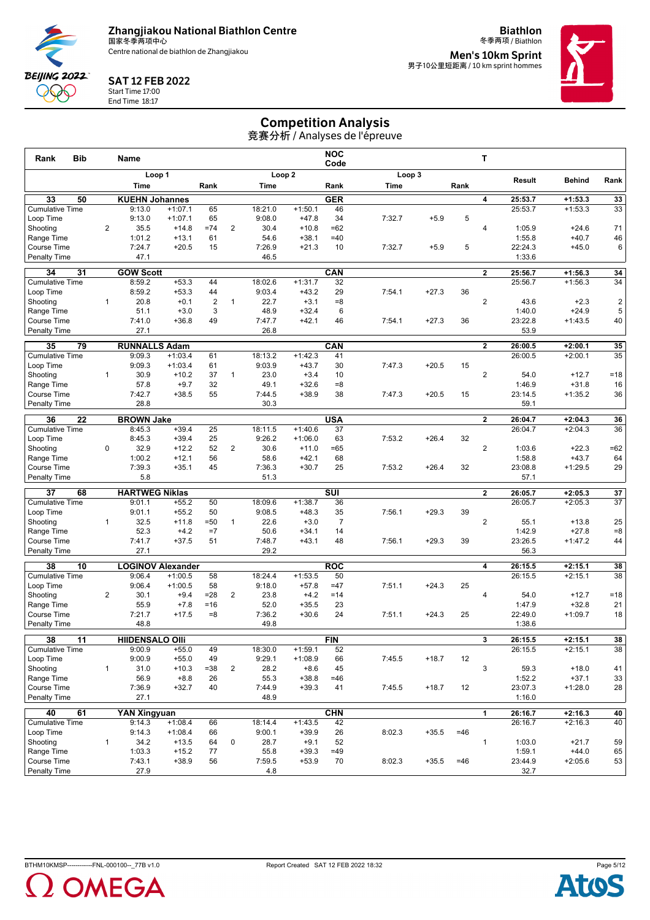# Zhangjiakou National Biathlon Centre

国家冬季两项中心
Centre national de biathlon de Zhangjiakou

**Biathlon**
冬季两项 / Biathlon

**Men's 10km Sprint**
男子10公里短距离 / 10 km sprint hommes

**SAT 12 FEB 2022**
Start Time 17:00
End Time 18:17

## Competition Analysis

竞赛分析 / Analyses de l'épreuve

| Rank | Bib | | Name | | | | | NOC Code | | | | T | | | |
|---|---|---|---|---|---|---|---|---|---|---|---|---|---|---|---|
| | | | Loop 1 | | | | Loop 2 | | | Loop 3 | | | | | |
| | | | Time | | Rank | | Time | | Rank | Time | | Rank | | Result | Behind | Rank |
| **33** | **50** | | **KUEHN Johannes** | | | | | **GER** | | | | **4** | **25:53.7** | **+1:53.3** | **33** |
| Cumulative Time | | | 9:13.0 | +1:07.1 | 65 | | 18:21.0 | +1:50.1 | 46 | | | | | 25:53.7 | +1:53.3 | 33 |
| Loop Time | | | 9:13.0 | +1:07.1 | 65 | | 9:08.0 | +47.8 | 34 | 7:32.7 | +5.9 | 5 | | | |
| Shooting | | 2 | 35.5 | +14.8 | =74 | 2 | 30.4 | +10.8 | =62 | | | | 4 | 1:05.9 | +24.6 | 71 |
| Range Time | | | 1:01.2 | +13.1 | 61 | | 54.6 | +38.1 | =40 | | | | | 1:55.8 | +40.7 | 46 |
| Course Time | | | 7:24.7 | +20.5 | 15 | | 7:26.9 | +21.3 | 10 | 7:32.7 | +5.9 | 5 | | 22:24.3 | +45.0 | 6 |
| Penalty Time | | | 47.1 | | | | 46.5 | | | | | | | 1:33.6 | | |
| **34** | **31** | | **GOW Scott** | | | | | **CAN** | | | | **2** | **25:56.7** | **+1:56.3** | **34** |
| Cumulative Time | | | 8:59.2 | +53.3 | 44 | | 18:02.6 | +1:31.7 | 32 | | | | | 25:56.7 | +1:56.3 | 34 |
| Loop Time | | | 8:59.2 | +53.3 | 44 | | 9:03.4 | +43.2 | 29 | 7:54.1 | +27.3 | 36 | | | |
| Shooting | | 1 | 20.8 | +0.1 | 2 | 1 | 22.7 | +3.1 | =8 | | | | 2 | 43.6 | +2.3 | 2 |
| Range Time | | | 51.1 | +3.0 | 3 | | 48.9 | +32.4 | 6 | | | | | 1:40.0 | +24.9 | 5 |
| Course Time | | | 7:41.0 | +36.8 | 49 | | 7:47.7 | +42.1 | 46 | 7:54.1 | +27.3 | 36 | | 23:22.8 | +1:43.5 | 40 |
| Penalty Time | | | 27.1 | | | | 26.8 | | | | | | | 53.9 | | |
| **35** | **79** | | **RUNNALLS Adam** | | | | | **CAN** | | | | **2** | **26:00.5** | **+2:00.1** | **35** |
| Cumulative Time | | | 9:09.3 | +1:03.4 | 61 | | 18:13.2 | +1:42.3 | 41 | | | | | 26:00.5 | +2:00.1 | 35 |
| Loop Time | | | 9:09.3 | +1:03.4 | 61 | | 9:03.9 | +43.7 | 30 | 7:47.3 | +20.5 | 15 | | | |
| Shooting | | 1 | 30.9 | +10.2 | 37 | 1 | 23.0 | +3.4 | 10 | | | | 2 | 54.0 | +12.7 | =18 |
| Range Time | | | 57.8 | +9.7 | 32 | | 49.1 | +32.6 | =8 | | | | | 1:46.9 | +31.8 | 16 |
| Course Time | | | 7:42.7 | +38.5 | 55 | | 7:44.5 | +38.9 | 38 | 7:47.3 | +20.5 | 15 | | 23:14.5 | +1:35.2 | 36 |
| Penalty Time | | | 28.8 | | | | 30.3 | | | | | | | 59.1 | | |
| **36** | **22** | | **BROWN Jake** | | | | | **USA** | | | | **2** | **26:04.7** | **+2:04.3** | **36** |
| Cumulative Time | | | 8:45.3 | +39.4 | 25 | | 18:11.5 | +1:40.6 | 37 | | | | | 26:04.7 | +2:04.3 | 36 |
| Loop Time | | | 8:45.3 | +39.4 | 25 | | 9:26.2 | +1:06.0 | 63 | 7:53.2 | +26.4 | 32 | | | |
| Shooting | | 0 | 32.9 | +12.2 | 52 | 2 | 30.6 | +11.0 | =65 | | | | 2 | 1:03.6 | +22.3 | =62 |
| Range Time | | | 1:00.2 | +12.1 | 56 | | 58.6 | +42.1 | 68 | | | | | 1:58.8 | +43.7 | 64 |
| Course Time | | | 7:39.3 | +35.1 | 45 | | 7:36.3 | +30.7 | 25 | 7:53.2 | +26.4 | 32 | | 23:08.8 | +1:29.5 | 29 |
| Penalty Time | | | 5.8 | | | | 51.3 | | | | | | | 57.1 | | |
| **37** | **68** | | **HARTWEG Niklas** | | | | | **SUI** | | | | **2** | **26:05.7** | **+2:05.3** | **37** |
| Cumulative Time | | | 9:01.1 | +55.2 | 50 | | 18:09.6 | +1:38.7 | 36 | | | | | 26:05.7 | +2:05.3 | 37 |
| Loop Time | | | 9:01.1 | +55.2 | 50 | | 9:08.5 | +48.3 | 35 | 7:56.1 | +29.3 | 39 | | | |
| Shooting | | 1 | 32.5 | +11.8 | =50 | 1 | 22.6 | +3.0 | 7 | | | | 2 | 55.1 | +13.8 | 25 |
| Range Time | | | 52.3 | +4.2 | =7 | | 50.6 | +34.1 | 14 | | | | | 1:42.9 | +27.8 | =8 |
| Course Time | | | 7:41.7 | +37.5 | 51 | | 7:48.7 | +43.1 | 48 | 7:56.1 | +29.3 | 39 | | 23:26.5 | +1:47.2 | 44 |
| Penalty Time | | | 27.1 | | | | 29.2 | | | | | | | 56.3 | | |
| **38** | **10** | | **LOGINOV Alexander** | | | | | **ROC** | | | | **4** | **26:15.5** | **+2:15.1** | **38** |
| Cumulative Time | | | 9:06.4 | +1:00.5 | 58 | | 18:24.4 | +1:53.5 | 50 | | | | | 26:15.5 | +2:15.1 | 38 |
| Loop Time | | | 9:06.4 | +1:00.5 | 58 | | 9:18.0 | +57.8 | =47 | 7:51.1 | +24.3 | 25 | | | |
| Shooting | | 2 | 30.1 | +9.4 | =28 | 2 | 23.8 | +4.2 | =14 | | | | 4 | 54.0 | +12.7 | =18 |
| Range Time | | | 55.9 | +7.8 | =16 | | 52.0 | +35.5 | 23 | | | | | 1:47.9 | +32.8 | 21 |
| Course Time | | | 7:21.7 | +17.5 | =8 | | 7:36.2 | +30.6 | 24 | 7:51.1 | +24.3 | 25 | | 22:49.0 | +1:09.7 | 18 |
| Penalty Time | | | 48.8 | | | | 49.8 | | | | | | | 1:38.6 | | |
| **38** | **11** | | **HIIDENSALO Olli** | | | | | **FIN** | | | | **3** | **26:15.5** | **+2:15.1** | **38** |
| Cumulative Time | | | 9:00.9 | +55.0 | 49 | | 18:30.0 | +1:59.1 | 52 | | | | | 26:15.5 | +2:15.1 | 38 |
| Loop Time | | | 9:00.9 | +55.0 | 49 | | 9:29.1 | +1:08.9 | 66 | 7:45.5 | +18.7 | 12 | | | |
| Shooting | | 1 | 31.0 | +10.3 | =38 | 2 | 28.2 | +8.6 | 45 | | | | 3 | 59.3 | +18.0 | 41 |
| Range Time | | | 56.9 | +8.8 | 26 | | 55.3 | +38.8 | =46 | | | | | 1:52.2 | +37.1 | 33 |
| Course Time | | | 7:36.9 | +32.7 | 40 | | 7:44.9 | +39.3 | 41 | 7:45.5 | +18.7 | 12 | | 23:07.3 | +1:28.0 | 28 |
| Penalty Time | | | 27.1 | | | | 48.9 | | | | | | | 1:16.0 | | |
| **40** | **61** | | **YAN Xingyuan** | | | | | **CHN** | | | | **1** | **26:16.7** | **+2:16.3** | **40** |
| Cumulative Time | | | 9:14.3 | +1:08.4 | 66 | | 18:14.4 | +1:43.5 | 42 | | | | | 26:16.7 | +2:16.3 | 40 |
| Loop Time | | | 9:14.3 | +1:08.4 | 66 | | 9:00.1 | +39.9 | 26 | 8:02.3 | +35.5 | =46 | | | |
| Shooting | | 1 | 34.2 | +13.5 | 64 | 0 | 28.7 | +9.1 | 52 | | | | 1 | 1:03.0 | +21.7 | 59 |
| Range Time | | | 1:03.3 | +15.2 | 77 | | 55.8 | +39.3 | =49 | | | | | 1:59.1 | +44.0 | 65 |
| Course Time | | | 7:43.1 | +38.9 | 56 | | 7:59.5 | +53.9 | 70 | 8:02.3 | +35.5 | =46 | | 23:44.9 | +2:05.6 | 53 |
| Penalty Time | | | 27.9 | | | | 4.8 | | | | | | | 32.7 | | |

BTHM10KMSP------------FNL-000100--_77B v1.0 Report Created SAT 12 FEB 2022 18:32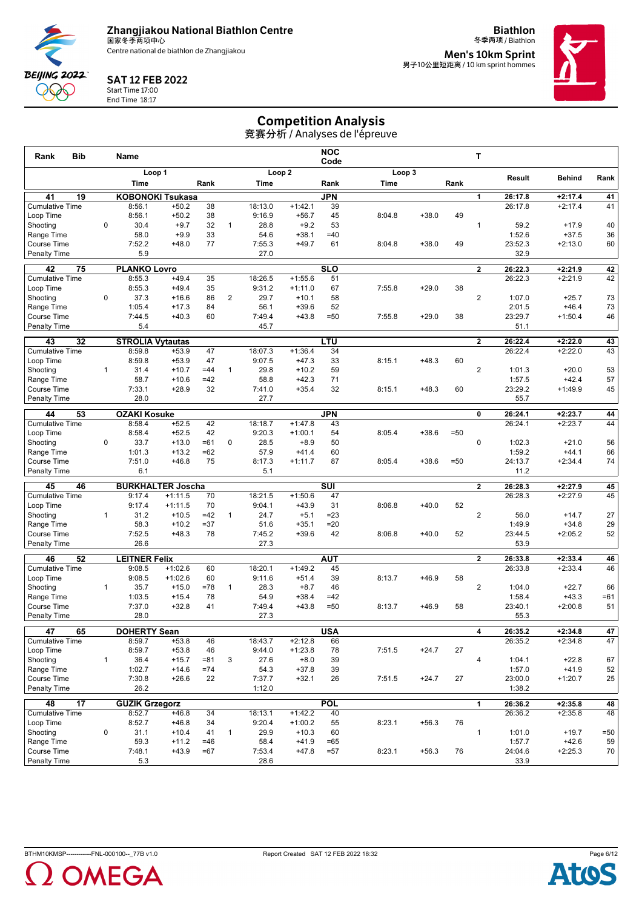# Zhangjiakou National Biathlon Centre

国家冬季两项中心

Centre national de biathlon de Zhangjiakou

**Biathlon**

冬季两项 / Biathlon

**Men's 10km Sprint**

男子10公里短距离 / 10 km sprint hommes

**SAT 12 FEB 2022**

Start Time 17:00

End Time 18:17

## Competition Analysis

竞赛分析 / Analyses de l'épreuve

| Rank | Bib | | Name | | | | | NOC Code | | | | T | | | |
|---|---|---|---|---|---|---|---|---|---|---|---|---|---|---|---|
| | | | Loop 1 | | | | Loop 2 | | | Loop 3 | | | Result | Behind | Rank |
| | | | Time | | Rank | | Time | | Rank | Time | | Rank | | | |
| **41** | **19** | | **KOBONOKI Tsukasa** | | | | | **JPN** | | | | **1** | **26:17.8** | **+2:17.4** | **41** |
| Cumulative Time | | | 8:56.1 | +50.2 | 38 | | 18:13.0 | +1:42.1 | 39 | | | | 26:17.8 | +2:17.4 | 41 |
| Loop Time | | | 8:56.1 | +50.2 | 38 | | 9:16.9 | +56.7 | 45 | 8:04.8 | +38.0 | 49 | | | |
| Shooting | | 0 | 30.4 | +9.7 | 32 | 1 | 28.8 | +9.2 | 53 | | | 1 | 59.2 | +17.9 | 40 |
| Range Time | | | 58.0 | +9.9 | 33 | | 54.6 | +38.1 | =40 | | | | 1:52.6 | +37.5 | 36 |
| Course Time | | | 7:52.2 | +48.0 | 77 | | 7:55.3 | +49.7 | 61 | 8:04.8 | +38.0 | 49 | 23:52.3 | +2:13.0 | 60 |
| Penalty Time | | | 5.9 | | | | 27.0 | | | | | | 32.9 | | |
| **42** | **75** | | **PLANKO Lovro** | | | | | **SLO** | | | | **2** | **26:22.3** | **+2:21.9** | **42** |
| Cumulative Time | | | 8:55.3 | +49.4 | 35 | | 18:26.5 | +1:55.6 | 51 | | | | 26:22.3 | +2:21.9 | 42 |
| Loop Time | | | 8:55.3 | +49.4 | 35 | | 9:31.2 | +1:11.0 | 67 | 7:55.8 | +29.0 | 38 | | | |
| Shooting | | 0 | 37.3 | +16.6 | 86 | 2 | 29.7 | +10.1 | 58 | | | 2 | 1:07.0 | +25.7 | 73 |
| Range Time | | | 1:05.4 | +17.3 | 84 | | 56.1 | +39.6 | 52 | | | | 2:01.5 | +46.4 | 73 |
| Course Time | | | 7:44.5 | +40.3 | 60 | | 7:49.4 | +43.8 | =50 | 7:55.8 | +29.0 | 38 | 23:29.7 | +1:50.4 | 46 |
| Penalty Time | | | 5.4 | | | | 45.7 | | | | | | 51.1 | | |
| **43** | **32** | | **STROLIA Vytautas** | | | | | **LTU** | | | | **2** | **26:22.4** | **+2:22.0** | **43** |
| Cumulative Time | | | 8:59.8 | +53.9 | 47 | | 18:07.3 | +1:36.4 | 34 | | | | 26:22.4 | +2:22.0 | 43 |
| Loop Time | | | 8:59.8 | +53.9 | 47 | | 9:07.5 | +47.3 | 33 | 8:15.1 | +48.3 | 60 | | | |
| Shooting | | 1 | 31.4 | +10.7 | =44 | 1 | 29.8 | +10.2 | 59 | | | 2 | 1:01.3 | +20.0 | 53 |
| Range Time | | | 58.7 | +10.6 | =42 | | 58.8 | +42.3 | 71 | | | | 1:57.5 | +42.4 | 57 |
| Course Time | | | 7:33.1 | +28.9 | 32 | | 7:41.0 | +35.4 | 32 | 8:15.1 | +48.3 | 60 | 23:29.2 | +1:49.9 | 45 |
| Penalty Time | | | 28.0 | | | | 27.7 | | | | | | 55.7 | | |
| **44** | **53** | | **OZAKI Kosuke** | | | | | **JPN** | | | | **0** | **26:24.1** | **+2:23.7** | **44** |
| Cumulative Time | | | 8:58.4 | +52.5 | 42 | | 18:18.7 | +1:47.8 | 43 | | | | 26:24.1 | +2:23.7 | 44 |
| Loop Time | | | 8:58.4 | +52.5 | 42 | | 9:20.3 | +1:00.1 | 54 | 8:05.4 | +38.6 | =50 | | | |
| Shooting | | 0 | 33.7 | +13.0 | =61 | 0 | 28.5 | +8.9 | 50 | | | 0 | 1:02.3 | +21.0 | 56 |
| Range Time | | | 1:01.3 | +13.2 | =62 | | 57.9 | +41.4 | 60 | | | | 1:59.2 | +44.1 | 66 |
| Course Time | | | 7:51.0 | +46.8 | 75 | | 8:17.3 | +1:11.7 | 87 | 8:05.4 | +38.6 | =50 | 24:13.7 | +2:34.4 | 74 |
| Penalty Time | | | 6.1 | | | | 5.1 | | | | | | 11.2 | | |
| **45** | **46** | | **BURKHALTER Joscha** | | | | | **SUI** | | | | **2** | **26:28.3** | **+2:27.9** | **45** |
| Cumulative Time | | | 9:17.4 | +1:11.5 | 70 | | 18:21.5 | +1:50.6 | 47 | | | | 26:28.3 | +2:27.9 | 45 |
| Loop Time | | | 9:17.4 | +1:11.5 | 70 | | 9:04.1 | +43.9 | 31 | 8:06.8 | +40.0 | 52 | | | |
| Shooting | | 1 | 31.2 | +10.5 | =42 | 1 | 24.7 | +5.1 | =23 | | | 2 | 56.0 | +14.7 | 27 |
| Range Time | | | 58.3 | +10.2 | =37 | | 51.6 | +35.1 | =20 | | | | 1:49.9 | +34.8 | 29 |
| Course Time | | | 7:52.5 | +48.3 | 78 | | 7:45.2 | +39.6 | 42 | 8:06.8 | +40.0 | 52 | 23:44.5 | +2:05.2 | 52 |
| Penalty Time | | | 26.6 | | | | 27.3 | | | | | | 53.9 | | |
| **46** | **52** | | **LEITNER Felix** | | | | | **AUT** | | | | **2** | **26:33.8** | **+2:33.4** | **46** |
| Cumulative Time | | | 9:08.5 | +1:02.6 | 60 | | 18:20.1 | +1:49.2 | 45 | | | | 26:33.8 | +2:33.4 | 46 |
| Loop Time | | | 9:08.5 | +1:02.6 | 60 | | 9:11.6 | +51.4 | 39 | 8:13.7 | +46.9 | 58 | | | |
| Shooting | | 1 | 35.7 | +15.0 | =78 | 1 | 28.3 | +8.7 | 46 | | | 2 | 1:04.0 | +22.7 | 66 |
| Range Time | | | 1:03.5 | +15.4 | 78 | | 54.9 | +38.4 | =42 | | | | 1:58.4 | +43.3 | =61 |
| Course Time | | | 7:37.0 | +32.8 | 41 | | 7:49.4 | +43.8 | =50 | 8:13.7 | +46.9 | 58 | 23:40.1 | +2:00.8 | 51 |
| Penalty Time | | | 28.0 | | | | 27.3 | | | | | | 55.3 | | |
| **47** | **65** | | **DOHERTY Sean** | | | | | **USA** | | | | **4** | **26:35.2** | **+2:34.8** | **47** |
| Cumulative Time | | | 8:59.7 | +53.8 | 46 | | 18:43.7 | +2:12.8 | 66 | | | | 26:35.2 | +2:34.8 | 47 |
| Loop Time | | | 8:59.7 | +53.8 | 46 | | 9:44.0 | +1:23.8 | 78 | 7:51.5 | +24.7 | 27 | | | |
| Shooting | | 1 | 36.4 | +15.7 | =81 | 3 | 27.6 | +8.0 | 39 | | | 4 | 1:04.1 | +22.8 | 67 |
| Range Time | | | 1:02.7 | +14.6 | =74 | | 54.3 | +37.8 | 39 | | | | 1:57.0 | +41.9 | 52 |
| Course Time | | | 7:30.8 | +26.6 | 22 | | 7:37.7 | +32.1 | 26 | 7:51.5 | +24.7 | 27 | 23:00.0 | +1:20.7 | 25 |
| Penalty Time | | | 26.2 | | | | 1:12.0 | | | | | | 1:38.2 | | |
| **48** | **17** | | **GUZIK Grzegorz** | | | | | **POL** | | | | **1** | **26:36.2** | **+2:35.8** | **48** |
| Cumulative Time | | | 8:52.7 | +46.8 | 34 | | 18:13.1 | +1:42.2 | 40 | | | | 26:36.2 | +2:35.8 | 48 |
| Loop Time | | | 8:52.7 | +46.8 | 34 | | 9:20.4 | +1:00.2 | 55 | 8:23.1 | +56.3 | 76 | | | |
| Shooting | | 0 | 31.1 | +10.4 | 41 | 1 | 29.9 | +10.3 | 60 | | | 1 | 1:01.0 | +19.7 | =50 |
| Range Time | | | 59.3 | +11.2 | =46 | | 58.4 | +41.9 | =65 | | | | 1:57.7 | +42.6 | 59 |
| Course Time | | | 7:48.1 | +43.9 | =67 | | 7:53.4 | +47.8 | =57 | 8:23.1 | +56.3 | 76 | 24:04.6 | +2:25.3 | 70 |
| Penalty Time | | | 5.3 | | | | 28.6 | | | | | | 33.9 | | |

BTHM10KMSP-----------FNL-000100--_77B v1.0 Report Created SAT 12 FEB 2022 18:32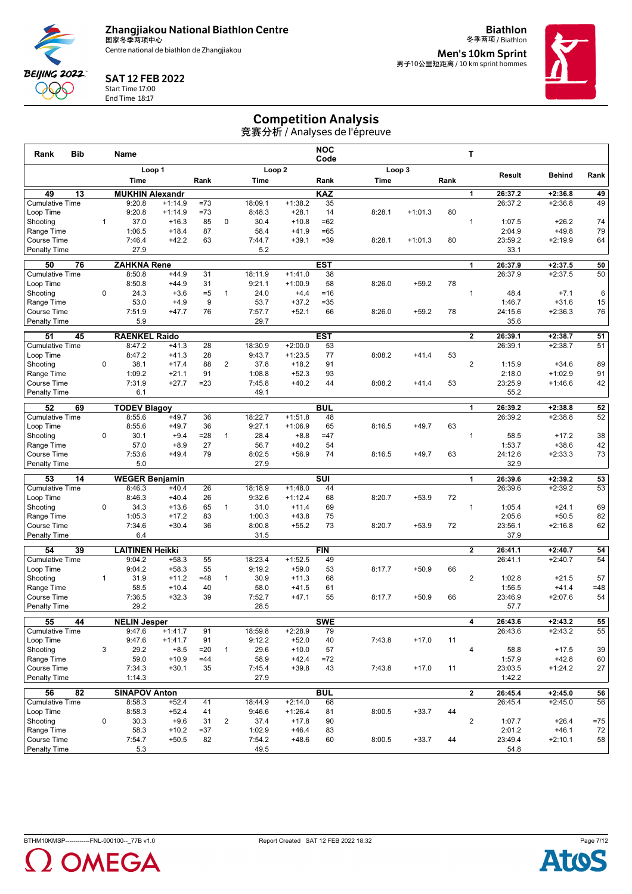**Zhangjiakou National Biathlon Centre**
国家冬季两项中心
Centre national de biathlon de Zhangjiakou

**SAT 12 FEB 2022**
Start Time 17:00
End Time 18:17

**Biathlon**
冬季两项 / Biathlon

**Men's 10km Sprint**
男子10公里短距离 / 10 km sprint hommes

# Competition Analysis
竞赛分析 / Analyses de l'épreuve

| Rank | Bib | Name | | | | | | NOC Code | | | | T | | | |
|---|---|---|---|---|---|---|---|---|---|---|---|---|---|---|---|
| | | Loop 1 | | | | Loop 2 | | | Loop 3 | | | | | | |
| | | Time | | Rank | | Time | | Rank | Time | | Rank | | Result | Behind | Rank |
| **49** | **13** | **MUKHIN Alexandr** | | | | | | **KAZ** | | | | **1** | **26:37.2** | **+2:36.8** | **49** |
| Cumulative Time | | 9:20.8 | +1:14.9 | =73 | | 18:09.1 | +1:38.2 | 35 | | | | | 26:37.2 | +2:36.8 | 49 |
| Loop Time | | 9:20.8 | +1:14.9 | =73 | | 8:48.3 | +28.1 | 14 | 8:28.1 | +1:01.3 | 80 | | | | |
| Shooting | 1 | 37.0 | +16.3 | 85 | 0 | 30.4 | +10.8 | =62 | | | | 1 | 1:07.5 | +26.2 | 74 |
| Range Time | | 1:06.5 | +18.4 | 87 | | 58.4 | +41.9 | =65 | | | | | 2:04.9 | +49.8 | 79 |
| Course Time | | 7:46.4 | +42.2 | 63 | | 7:44.7 | +39.1 | =39 | 8:28.1 | +1:01.3 | 80 | | 23:59.2 | +2:19.9 | 64 |
| Penalty Time | | 27.9 | | | | 5.2 | | | | | | | 33.1 | | |
| **50** | **76** | **ZAHKNA Rene** | | | | | | **EST** | | | | **1** | **26:37.9** | **+2:37.5** | **50** |
| Cumulative Time | | 8:50.8 | +44.9 | 31 | | 18:11.9 | +1:41.0 | 38 | | | | | 26:37.9 | +2:37.5 | 50 |
| Loop Time | | 8:50.8 | +44.9 | 31 | | 9:21.1 | +1:00.9 | 58 | 8:26.0 | +59.2 | 78 | | | | |
| Shooting | 0 | 24.3 | +3.6 | =5 | 1 | 24.0 | +4.4 | =16 | | | | 1 | 48.4 | +7.1 | 6 |
| Range Time | | 53.0 | +4.9 | 9 | | 53.7 | +37.2 | =35 | | | | | 1:46.7 | +31.6 | 15 |
| Course Time | | 7:51.9 | +47.7 | 76 | | 7:57.7 | +52.1 | 66 | 8:26.0 | +59.2 | 78 | | 24:15.6 | +2:36.3 | 76 |
| Penalty Time | | 5.9 | | | | 29.7 | | | | | | | 35.6 | | |
| **51** | **45** | **RAENKEL Raido** | | | | | | **EST** | | | | **2** | **26:39.1** | **+2:38.7** | **51** |
| Cumulative Time | | 8:47.2 | +41.3 | 28 | | 18:30.9 | +2:00.0 | 53 | | | | | 26:39.1 | +2:38.7 | 51 |
| Loop Time | | 8:47.2 | +41.3 | 28 | | 9:43.7 | +1:23.5 | 77 | 8:08.2 | +41.4 | 53 | | | | |
| Shooting | 0 | 38.1 | +17.4 | 88 | 2 | 37.8 | +18.2 | 91 | | | | 2 | 1:15.9 | +34.6 | 89 |
| Range Time | | 1:09.2 | +21.1 | 91 | | 1:08.8 | +52.3 | 93 | | | | | 2:18.0 | +1:02.9 | 91 |
| Course Time | | 7:31.9 | +27.7 | =23 | | 7:45.8 | +40.2 | 44 | 8:08.2 | +41.4 | 53 | | 23:25.9 | +1:46.6 | 42 |
| Penalty Time | | 6.1 | | | | 49.1 | | | | | | | 55.2 | | |
| **52** | **69** | **TODEV Blagoy** | | | | | | **BUL** | | | | **1** | **26:39.2** | **+2:38.8** | **52** |
| Cumulative Time | | 8:55.6 | +49.7 | 36 | | 18:22.7 | +1:51.8 | 48 | | | | | 26:39.2 | +2:38.8 | 52 |
| Loop Time | | 8:55.6 | +49.7 | 36 | | 9:27.1 | +1:06.9 | 65 | 8:16.5 | +49.7 | 63 | | | | |
| Shooting | 0 | 30.1 | +9.4 | =28 | 1 | 28.4 | +8.8 | =47 | | | | 1 | 58.5 | +17.2 | 38 |
| Range Time | | 57.0 | +8.9 | 27 | | 56.7 | +40.2 | 54 | | | | | 1:53.7 | +38.6 | 42 |
| Course Time | | 7:53.6 | +49.4 | 79 | | 8:02.5 | +56.9 | 74 | 8:16.5 | +49.7 | 63 | | 24:12.6 | +2:33.3 | 73 |
| Penalty Time | | 5.0 | | | | 27.9 | | | | | | | 32.9 | | |
| **53** | **14** | **WEGER Benjamin** | | | | | | **SUI** | | | | **1** | **26:39.6** | **+2:39.2** | **53** |
| Cumulative Time | | 8:46.3 | +40.4 | 26 | | 18:18.9 | +1:48.0 | 44 | | | | | 26:39.6 | +2:39.2 | 53 |
| Loop Time | | 8:46.3 | +40.4 | 26 | | 9:32.6 | +1:12.4 | 68 | 8:20.7 | +53.9 | 72 | | | | |
| Shooting | 0 | 34.3 | +13.6 | 65 | 1 | 31.0 | +11.4 | 69 | | | | 1 | 1:05.4 | +24.1 | 69 |
| Range Time | | 1:05.3 | +17.2 | 83 | | 1:00.3 | +43.8 | 75 | | | | | 2:05.6 | +50.5 | 82 |
| Course Time | | 7:34.6 | +30.4 | 36 | | 8:00.8 | +55.2 | 73 | 8:20.7 | +53.9 | 72 | | 23:56.1 | +2:16.8 | 62 |
| Penalty Time | | 6.4 | | | | 31.5 | | | | | | | 37.9 | | |
| **54** | **39** | **LAITINEN Heikki** | | | | | | **FIN** | | | | **2** | **26:41.1** | **+2:40.7** | **54** |
| Cumulative Time | | 9:04.2 | +58.3 | 55 | | 18:23.4 | +1:52.5 | 49 | | | | | 26:41.1 | +2:40.7 | 54 |
| Loop Time | | 9:04.2 | +58.3 | 55 | | 9:19.2 | +59.0 | 53 | 8:17.7 | +50.9 | 66 | | | | |
| Shooting | 1 | 31.9 | +11.2 | =48 | 1 | 30.9 | +11.3 | 68 | | | | 2 | 1:02.8 | +21.5 | 57 |
| Range Time | | 58.5 | +10.4 | 40 | | 58.0 | +41.5 | 61 | | | | | 1:56.5 | +41.4 | =48 |
| Course Time | | 7:36.5 | +32.3 | 39 | | 7:52.7 | +47.1 | 55 | 8:17.7 | +50.9 | 66 | | 23:46.9 | +2:07.6 | 54 |
| Penalty Time | | 29.2 | | | | 28.5 | | | | | | | 57.7 | | |
| **55** | **44** | **NELIN Jesper** | | | | | | **SWE** | | | | **4** | **26:43.6** | **+2:43.2** | **55** |
| Cumulative Time | | 9:47.6 | +1:41.7 | 91 | | 18:59.8 | +2:28.9 | 79 | | | | | 26:43.6 | +2:43.2 | 55 |
| Loop Time | | 9:47.6 | +1:41.7 | 91 | | 9:12.2 | +52.0 | 40 | 7:43.8 | +17.0 | 11 | | | | |
| Shooting | 3 | 29.2 | +8.5 | =20 | 1 | 29.6 | +10.0 | 57 | | | | 4 | 58.8 | +17.5 | 39 |
| Range Time | | 59.0 | +10.9 | =44 | | 58.9 | +42.4 | =72 | | | | | 1:57.9 | +42.8 | 60 |
| Course Time | | 7:34.3 | +30.1 | 35 | | 7:45.4 | +39.8 | 43 | 7:43.8 | +17.0 | 11 | | 23:03.5 | +1:24.2 | 27 |
| Penalty Time | | 1:14.3 | | | | 27.9 | | | | | | | 1:42.2 | | |
| **56** | **82** | **SINAPOV Anton** | | | | | | **BUL** | | | | **2** | **26:45.4** | **+2:45.0** | **56** |
| Cumulative Time | | 8:58.3 | +52.4 | 41 | | 18:44.9 | +2:14.0 | 68 | | | | | 26:45.4 | +2:45.0 | 56 |
| Loop Time | | 8:58.3 | +52.4 | 41 | | 9:46.6 | +1:26.4 | 81 | 8:00.5 | +33.7 | 44 | | | | |
| Shooting | 0 | 30.3 | +9.6 | 31 | 2 | 37.4 | +17.8 | 90 | | | | 2 | 1:07.7 | +26.4 | =75 |
| Range Time | | 58.3 | +10.2 | =37 | | 1:02.9 | +46.4 | 83 | | | | | 2:01.2 | +46.1 | 72 |
| Course Time | | 7:54.7 | +50.5 | 82 | | 7:54.2 | +48.6 | 60 | 8:00.5 | +33.7 | 44 | | 23:49.4 | +2:10.1 | 58 |
| Penalty Time | | 5.3 | | | | 49.5 | | | | | | | 54.8 | | |

BTHM10KMSP------------FNL-000100--_77B v1.0 Report Created SAT 12 FEB 2022 18:32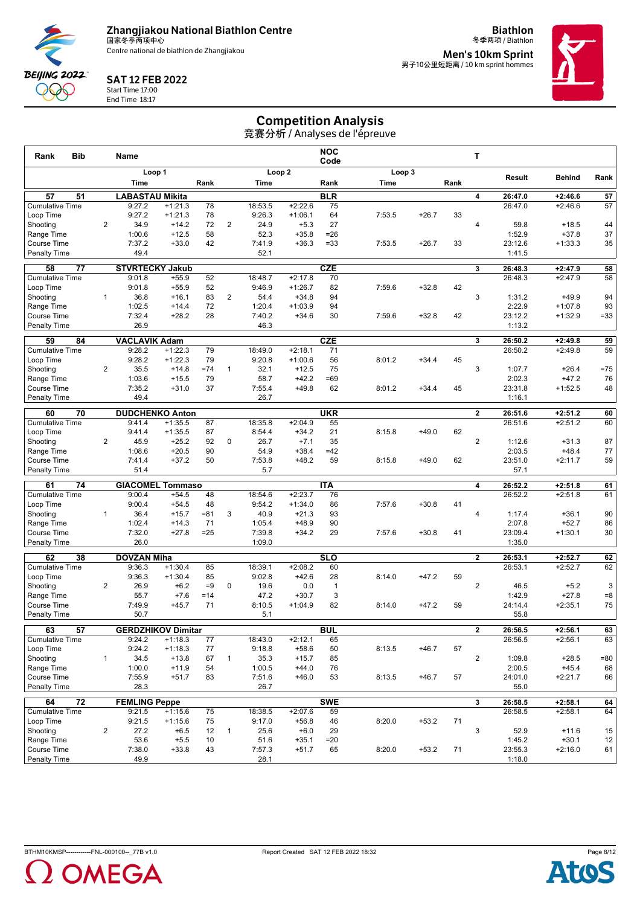# Zhangjiakou National Biathlon Centre

国家冬季两项中心

Centre national de biathlon de Zhangjiakou

**Biathlon**

冬季两项 / Biathlon

**Men's 10km Sprint**

男子10公里短距离 / 10 km sprint hommes

**SAT 12 FEB 2022**

Start Time 17:00

End Time 18:17

## Competition Analysis

竞赛分析 / Analyses de l'épreuve

| Rank | Bib | | Name | | | | | | NOC Code | | | | T | | | |
|---|---|---|---|---|---|---|---|---|---|---|---|---|---|---|---|---|
| | | | Loop 1 | | | | Loop 2 | | | Loop 3 | | | | Result | Behind | Rank |
| | | | Time | | Rank | | Time | | Rank | Time | | Rank | | | | |
| **57** | **51** | | **LABASTAU Mikita** | | | | | | **BLR** | | | | **4** | **26:47.0** | **+2:46.6** | **57** |
| Cumulative Time | | | 9:27.2 | +1:21.3 | 78 | | 18:53.5 | +2:22.6 | 75 | | | | | 26:47.0 | +2:46.6 | 57 |
| Loop Time | | | 9:27.2 | +1:21.3 | 78 | | 9:26.3 | +1:06.1 | 64 | 7:53.5 | +26.7 | 33 | | | | |
| Shooting | | 2 | 34.9 | +14.2 | 72 | 2 | 24.9 | +5.3 | 27 | | | | 4 | 59.8 | +18.5 | 44 |
| Range Time | | | 1:00.6 | +12.5 | 58 | | 52.3 | +35.8 | =26 | | | | | 1:52.9 | +37.8 | 37 |
| Course Time | | | 7:37.2 | +33.0 | 42 | | 7:41.9 | +36.3 | =33 | 7:53.5 | +26.7 | 33 | | 23:12.6 | +1:33.3 | 35 |
| Penalty Time | | | 49.4 | | | | 52.1 | | | | | | | 1:41.5 | | |
| **58** | **77** | | **STVRTECKY Jakub** | | | | | | **CZE** | | | | **3** | **26:48.3** | **+2:47.9** | **58** |
| Cumulative Time | | | 9:01.8 | +55.9 | 52 | | 18:48.7 | +2:17.8 | 70 | | | | | 26:48.3 | +2:47.9 | 58 |
| Loop Time | | | 9:01.8 | +55.9 | 52 | | 9:46.9 | +1:26.7 | 82 | 7:59.6 | +32.8 | 42 | | | | |
| Shooting | | 1 | 36.8 | +16.1 | 83 | 2 | 54.4 | +34.8 | 94 | | | | 3 | 1:31.2 | +49.9 | 94 |
| Range Time | | | 1:02.5 | +14.4 | 72 | | 1:20.4 | +1:03.9 | 94 | | | | | 2:22.9 | +1:07.8 | 93 |
| Course Time | | | 7:32.4 | +28.2 | 28 | | 7:40.2 | +34.6 | 30 | 7:59.6 | +32.8 | 42 | | 23:12.2 | +1:32.9 | =33 |
| Penalty Time | | | 26.9 | | | | 46.3 | | | | | | | 1:13.2 | | |
| **59** | **84** | | **VACLAVIK Adam** | | | | | | **CZE** | | | | **3** | **26:50.2** | **+2:49.8** | **59** |
| Cumulative Time | | | 9:28.2 | +1:22.3 | 79 | | 18:49.0 | +2:18.1 | 71 | | | | | 26:50.2 | +2:49.8 | 59 |
| Loop Time | | | 9:28.2 | +1:22.3 | 79 | | 9:20.8 | +1:00.6 | 56 | 8:01.2 | +34.4 | 45 | | | | |
| Shooting | | 2 | 35.5 | +14.8 | =74 | 1 | 32.1 | +12.5 | 75 | | | | 3 | 1:07.7 | +26.4 | =75 |
| Range Time | | | 1:03.6 | +15.5 | 79 | | 58.7 | +42.2 | =69 | | | | | 2:02.3 | +47.2 | 76 |
| Course Time | | | 7:35.2 | +31.0 | 37 | | 7:55.4 | +49.8 | 62 | 8:01.2 | +34.4 | 45 | | 23:31.8 | +1:52.5 | 48 |
| Penalty Time | | | 49.4 | | | | 26.7 | | | | | | | 1:16.1 | | |
| **60** | **70** | | **DUDCHENKO Anton** | | | | | | **UKR** | | | | **2** | **26:51.6** | **+2:51.2** | **60** |
| Cumulative Time | | | 9:41.4 | +1:35.5 | 87 | | 18:35.8 | +2:04.9 | 55 | | | | | 26:51.6 | +2:51.2 | 60 |
| Loop Time | | | 9:41.4 | +1:35.5 | 87 | | 8:54.4 | +34.2 | 21 | 8:15.8 | +49.0 | 62 | | | | |
| Shooting | | 2 | 45.9 | +25.2 | 92 | 0 | 26.7 | +7.1 | 35 | | | | 2 | 1:12.6 | +31.3 | 87 |
| Range Time | | | 1:08.6 | +20.5 | 90 | | 54.9 | +38.4 | =42 | | | | | 2:03.5 | +48.4 | 77 |
| Course Time | | | 7:41.4 | +37.2 | 50 | | 7:53.8 | +48.2 | 59 | 8:15.8 | +49.0 | 62 | | 23:51.0 | +2:11.7 | 59 |
| Penalty Time | | | 51.4 | | | | 5.7 | | | | | | | 57.1 | | |
| **61** | **74** | | **GIACOMEL Tommaso** | | | | | | **ITA** | | | | **4** | **26:52.2** | **+2:51.8** | **61** |
| Cumulative Time | | | 9:00.4 | +54.5 | 48 | | 18:54.6 | +2:23.7 | 76 | | | | | 26:52.2 | +2:51.8 | 61 |
| Loop Time | | | 9:00.4 | +54.5 | 48 | | 9:54.2 | +1:34.0 | 86 | 7:57.6 | +30.8 | 41 | | | | |
| Shooting | | 1 | 36.4 | +15.7 | =81 | 3 | 40.9 | +21.3 | 93 | | | | 4 | 1:17.4 | +36.1 | 90 |
| Range Time | | | 1:02.4 | +14.3 | 71 | | 1:05.4 | +48.9 | 90 | | | | | 2:07.8 | +52.7 | 86 |
| Course Time | | | 7:32.0 | +27.8 | =25 | | 7:39.8 | +34.2 | 29 | 7:57.6 | +30.8 | 41 | | 23:09.4 | +1:30.1 | 30 |
| Penalty Time | | | 26.0 | | | | 1:09.0 | | | | | | | 1:35.0 | | |
| **62** | **38** | | **DOVZAN Miha** | | | | | | **SLO** | | | | **2** | **26:53.1** | **+2:52.7** | **62** |
| Cumulative Time | | | 9:36.3 | +1:30.4 | 85 | | 18:39.1 | +2:08.2 | 60 | | | | | 26:53.1 | +2:52.7 | 62 |
| Loop Time | | | 9:36.3 | +1:30.4 | 85 | | 9:02.8 | +42.6 | 28 | 8:14.0 | +47.2 | 59 | | | | |
| Shooting | | 2 | 26.9 | +6.2 | =9 | 0 | 19.6 | 0.0 | 1 | | | | 2 | 46.5 | +5.2 | 3 |
| Range Time | | | 55.7 | +7.6 | =14 | | 47.2 | +30.7 | 3 | | | | | 1:42.9 | +27.8 | =8 |
| Course Time | | | 7:49.9 | +45.7 | 71 | | 8:10.5 | +1:04.9 | 82 | 8:14.0 | +47.2 | 59 | | 24:14.4 | +2:35.1 | 75 |
| Penalty Time | | | 50.7 | | | | 5.1 | | | | | | | 55.8 | | |
| **63** | **57** | | **GERDZHIKOV Dimitar** | | | | | | **BUL** | | | | **2** | **26:56.5** | **+2:56.1** | **63** |
| Cumulative Time | | | 9:24.2 | +1:18.3 | 77 | | 18:43.0 | +2:12.1 | 65 | | | | | 26:56.5 | +2:56.1 | 63 |
| Loop Time | | | 9:24.2 | +1:18.3 | 77 | | 9:18.8 | +58.6 | 50 | 8:13.5 | +46.7 | 57 | | | | |
| Shooting | | 1 | 34.5 | +13.8 | 67 | 1 | 35.3 | +15.7 | 85 | | | | 2 | 1:09.8 | +28.5 | =80 |
| Range Time | | | 1:00.0 | +11.9 | 54 | | 1:00.5 | +44.0 | 76 | | | | | 2:00.5 | +45.4 | 68 |
| Course Time | | | 7:55.9 | +51.7 | 83 | | 7:51.6 | +46.0 | 53 | 8:13.5 | +46.7 | 57 | | 24:01.0 | +2:21.7 | 66 |
| Penalty Time | | | 28.3 | | | | 26.7 | | | | | | | 55.0 | | |
| **64** | **72** | | **FEMLING Peppe** | | | | | | **SWE** | | | | **3** | **26:58.5** | **+2:58.1** | **64** |
| Cumulative Time | | | 9:21.5 | +1:15.6 | 75 | | 18:38.5 | +2:07.6 | 59 | | | | | 26:58.5 | +2:58.1 | 64 |
| Loop Time | | | 9:21.5 | +1:15.6 | 75 | | 9:17.0 | +56.8 | 46 | 8:20.0 | +53.2 | 71 | | | | |
| Shooting | | 2 | 27.2 | +6.5 | 12 | 1 | 25.6 | +6.0 | 29 | | | | 3 | 52.9 | +11.6 | 15 |
| Range Time | | | 53.6 | +5.5 | 10 | | 51.6 | +35.1 | =20 | | | | | 1:45.2 | +30.1 | 12 |
| Course Time | | | 7:38.0 | +33.8 | 43 | | 7:57.3 | +51.7 | 65 | 8:20.0 | +53.2 | 71 | | 23:55.3 | +2:16.0 | 61 |
| Penalty Time | | | 49.9 | | | | 28.1 | | | | | | | 1:18.0 | | |

BTHM10KMSP------------FNL-000100--_77B v1.0 Report Created SAT 12 FEB 2022 18:32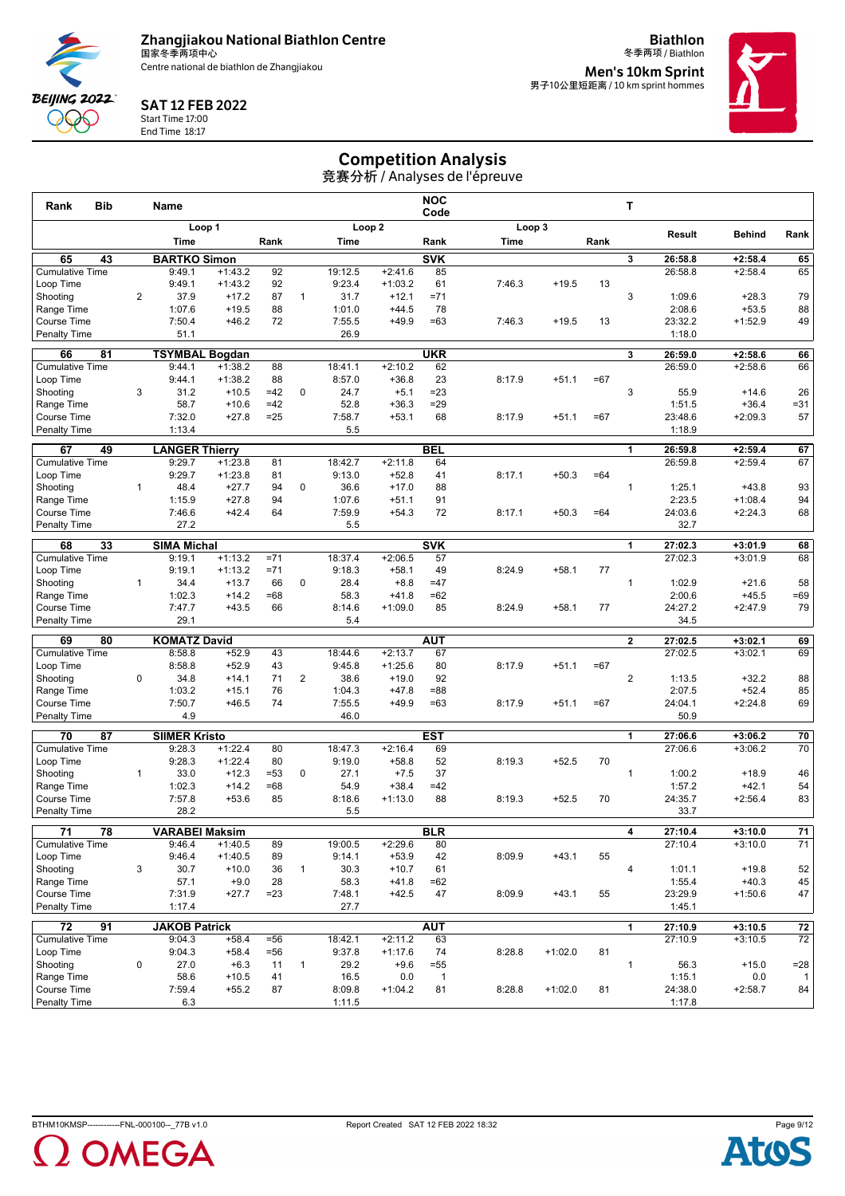Zhangjiakou National Biathlon Centre
国家冬季两项中心
Centre national de biathlon de Zhangjiakou

Biathlon
冬季两项 / Biathlon

Men's 10km Sprint
男子10公里短距离 / 10 km sprint hommes

SAT 12 FEB 2022
Start Time 17:00
End Time 18:17

# Competition Analysis
竞赛分析 / Analyses de l'épreuve

| Rank | Bib | | Name | | | | | NOC Code | | | | T | Result | Behind | Rank |
|---|---|---|---|---|---|---|---|---|---|---|---|---|---|---|---|
| | | | Loop 1 | | | | Loop 2 | | | Loop 3 | | | | | |
| | | | Time | | Rank | | Time | | Rank | Time | | Rank | | | |
| **65** | **43** | | **BARTKO Simon** | | | | | **SVK** | | | | **3** | **26:58.8** | **+2:58.4** | **65** |
| Cumulative Time | | | 9:49.1 | +1:43.2 | 92 | | 19:12.5 | +2:41.6 | 85 | | | | 26:58.8 | +2:58.4 | 65 |
| Loop Time | | | 9:49.1 | +1:43.2 | 92 | | 9:23.4 | +1:03.2 | 61 | 7:46.3 | +19.5 | 13 | | | |
| Shooting | | 2 | 37.9 | +17.2 | 87 | 1 | 31.7 | +12.1 | =71 | | | 3 | 1:09.6 | +28.3 | 79 |
| Range Time | | | 1:07.6 | +19.5 | 88 | | 1:01.0 | +44.5 | 78 | | | | 2:08.6 | +53.5 | 88 |
| Course Time | | | 7:50.4 | +46.2 | 72 | | 7:55.5 | +49.9 | =63 | 7:46.3 | +19.5 | 13 | 23:32.2 | +1:52.9 | 49 |
| Penalty Time | | | 51.1 | | | | 26.9 | | | | | | 1:18.0 | | |
| **66** | **81** | | **TSYMBAL Bogdan** | | | | | **UKR** | | | | **3** | **26:59.0** | **+2:58.6** | **66** |
| Cumulative Time | | | 9:44.1 | +1:38.2 | 88 | | 18:41.1 | +2:10.2 | 62 | | | | 26:59.0 | +2:58.6 | 66 |
| Loop Time | | | 9:44.1 | +1:38.2 | 88 | | 8:57.0 | +36.8 | 23 | 8:17.9 | +51.1 | =67 | | | |
| Shooting | | 3 | 31.2 | +10.5 | =42 | 0 | 24.7 | +5.1 | =23 | | | 3 | 55.9 | +14.6 | 26 |
| Range Time | | | 58.7 | +10.6 | =42 | | 52.8 | +36.3 | =29 | | | | 1:51.5 | +36.4 | =31 |
| Course Time | | | 7:32.0 | +27.8 | =25 | | 7:58.7 | +53.1 | 68 | 8:17.9 | +51.1 | =67 | 23:48.6 | +2:09.3 | 57 |
| Penalty Time | | | 1:13.4 | | | | 5.5 | | | | | | 1:18.9 | | |
| **67** | **49** | | **LANGER Thierry** | | | | | **BEL** | | | | **1** | **26:59.8** | **+2:59.4** | **67** |
| Cumulative Time | | | 9:29.7 | +1:23.8 | 81 | | 18:42.7 | +2:11.8 | 64 | | | | 26:59.8 | +2:59.4 | 67 |
| Loop Time | | | 9:29.7 | +1:23.8 | 81 | | 9:13.0 | +52.8 | 41 | 8:17.1 | +50.3 | =64 | | | |
| Shooting | | 1 | 48.4 | +27.7 | 94 | 0 | 36.6 | +17.0 | 88 | | | 1 | 1:25.1 | +43.8 | 93 |
| Range Time | | | 1:15.9 | +27.8 | 94 | | 1:07.6 | +51.1 | 91 | | | | 2:23.5 | +1:08.4 | 94 |
| Course Time | | | 7:46.6 | +42.4 | 64 | | 7:59.9 | +54.3 | 72 | 8:17.1 | +50.3 | =64 | 24:03.6 | +2:24.3 | 68 |
| Penalty Time | | | 27.2 | | | | 5.5 | | | | | | 32.7 | | |
| **68** | **33** | | **SIMA Michal** | | | | | **SVK** | | | | **1** | **27:02.3** | **+3:01.9** | **68** |
| Cumulative Time | | | 9:19.1 | +1:13.2 | =71 | | 18:37.4 | +2:06.5 | 57 | | | | 27:02.3 | +3:01.9 | 68 |
| Loop Time | | | 9:19.1 | +1:13.2 | =71 | | 9:18.3 | +58.1 | 49 | 8:24.9 | +58.1 | 77 | | | |
| Shooting | | 1 | 34.4 | +13.7 | 66 | 0 | 28.4 | +8.8 | =47 | | | 1 | 1:02.9 | +21.6 | 58 |
| Range Time | | | 1:02.3 | +14.2 | =68 | | 58.3 | +41.8 | =62 | | | | 2:00.6 | +45.5 | =69 |
| Course Time | | | 7:47.7 | +43.5 | 66 | | 8:14.6 | +1:09.0 | 85 | 8:24.9 | +58.1 | 77 | 24:27.2 | +2:47.9 | 79 |
| Penalty Time | | | 29.1 | | | | 5.4 | | | | | | 34.5 | | |
| **69** | **80** | | **KOMATZ David** | | | | | **AUT** | | | | **2** | **27:02.5** | **+3:02.1** | **69** |
| Cumulative Time | | | 8:58.8 | +52.9 | 43 | | 18:44.6 | +2:13.7 | 67 | | | | 27:02.5 | +3:02.1 | 69 |
| Loop Time | | | 8:58.8 | +52.9 | 43 | | 9:45.8 | +1:25.6 | 80 | 8:17.9 | +51.1 | =67 | | | |
| Shooting | | 0 | 34.8 | +14.1 | 71 | 2 | 38.6 | +19.0 | 92 | | | 2 | 1:13.5 | +32.2 | 88 |
| Range Time | | | 1:03.2 | +15.1 | 76 | | 1:04.3 | +47.8 | =88 | | | | 2:07.5 | +52.4 | 85 |
| Course Time | | | 7:50.7 | +46.5 | 74 | | 7:55.5 | +49.9 | =63 | 8:17.9 | +51.1 | =67 | 24:04.1 | +2:24.8 | 69 |
| Penalty Time | | | 4.9 | | | | 46.0 | | | | | | 50.9 | | |
| **70** | **87** | | **SIIMER Kristo** | | | | | **EST** | | | | **1** | **27:06.6** | **+3:06.2** | **70** |
| Cumulative Time | | | 9:28.3 | +1:22.4 | 80 | | 18:47.3 | +2:16.4 | 69 | | | | 27:06.6 | +3:06.2 | 70 |
| Loop Time | | | 9:28.3 | +1:22.4 | 80 | | 9:19.0 | +58.8 | 52 | 8:19.3 | +52.5 | 70 | | | |
| Shooting | | 1 | 33.0 | +12.3 | =53 | 0 | 27.1 | +7.5 | 37 | | | 1 | 1:00.2 | +18.9 | 46 |
| Range Time | | | 1:02.3 | +14.2 | =68 | | 54.9 | +38.4 | =42 | | | | 1:57.2 | +42.1 | 54 |
| Course Time | | | 7:57.8 | +53.6 | 85 | | 8:18.6 | +1:13.0 | 88 | 8:19.3 | +52.5 | 70 | 24:35.7 | +2:56.4 | 83 |
| Penalty Time | | | 28.2 | | | | 5.5 | | | | | | 33.7 | | |
| **71** | **78** | | **VARABEI Maksim** | | | | | **BLR** | | | | **4** | **27:10.4** | **+3:10.0** | **71** |
| Cumulative Time | | | 9:46.4 | +1:40.5 | 89 | | 19:00.5 | +2:29.6 | 80 | | | | 27:10.4 | +3:10.0 | 71 |
| Loop Time | | | 9:46.4 | +1:40.5 | 89 | | 9:14.1 | +53.9 | 42 | 8:09.9 | +43.1 | 55 | | | |
| Shooting | | 3 | 30.7 | +10.0 | 36 | 1 | 30.3 | +10.7 | 61 | | | 4 | 1:01.1 | +19.8 | 52 |
| Range Time | | | 57.1 | +9.0 | 28 | | 58.3 | +41.8 | =62 | | | | 1:55.4 | +40.3 | 45 |
| Course Time | | | 7:31.9 | +27.7 | =23 | | 7:48.1 | +42.5 | 47 | 8:09.9 | +43.1 | 55 | 23:29.9 | +1:50.6 | 47 |
| Penalty Time | | | 1:17.4 | | | | 27.7 | | | | | | 1:45.1 | | |
| **72** | **91** | | **JAKOB Patrick** | | | | | **AUT** | | | | **1** | **27:10.9** | **+3:10.5** | **72** |
| Cumulative Time | | | 9:04.3 | +58.4 | =56 | | 18:42.1 | +2:11.2 | 63 | | | | 27:10.9 | +3:10.5 | 72 |
| Loop Time | | | 9:04.3 | +58.4 | =56 | | 9:37.8 | +1:17.6 | 74 | 8:28.8 | +1:02.0 | 81 | | | |
| Shooting | | 0 | 27.0 | +6.3 | 11 | 1 | 29.2 | +9.6 | =55 | | | 1 | 56.3 | +15.0 | =28 |
| Range Time | | | 58.6 | +10.5 | 41 | | 16.5 | 0.0 | 1 | | | | 1:15.1 | 0.0 | 1 |
| Course Time | | | 7:59.4 | +55.2 | 87 | | 8:09.8 | +1:04.2 | 81 | 8:28.8 | +1:02.0 | 81 | 24:38.0 | +2:58.7 | 84 |
| Penalty Time | | | 6.3 | | | | 1:11.5 | | | | | | 1:17.8 | | |

BTHM10KMSP------------FNL-000100--_77B v1.0 Report Created SAT 12 FEB 2022 18:32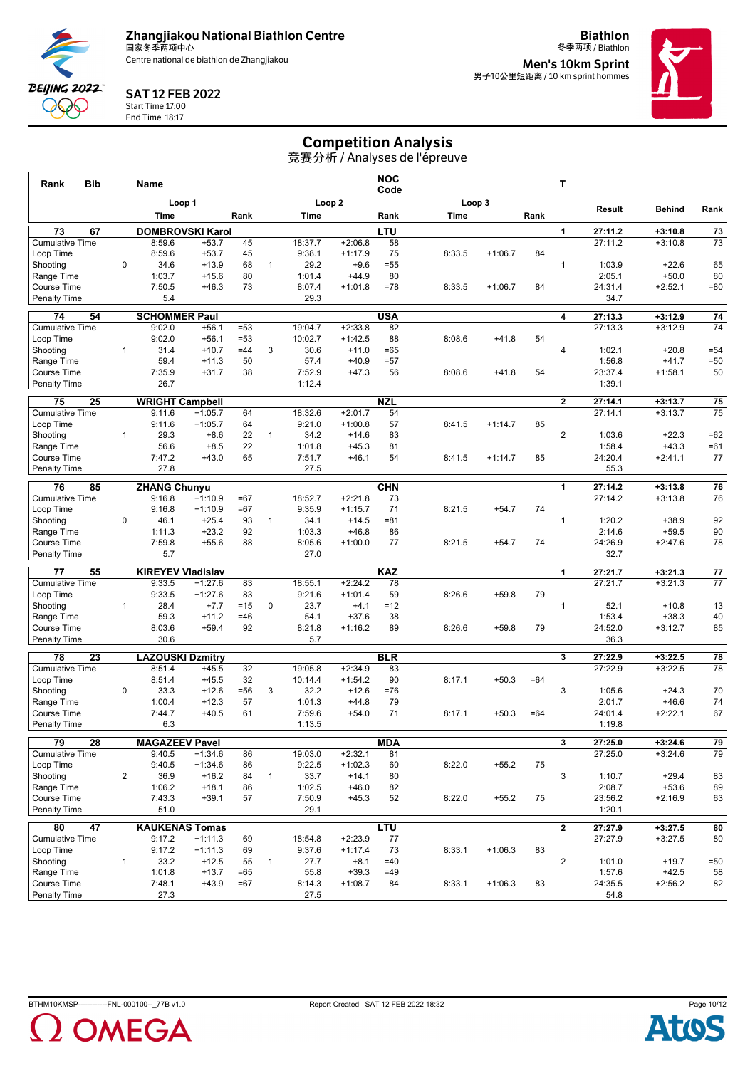# Zhangjiakou National Biathlon Centre

国家冬季两项中心

Centre national de biathlon de Zhangjiakou

**Biathlon**

冬季两项 / Biathlon

**Men's 10km Sprint**

男子10公里短距离 / 10 km sprint hommes

**SAT 12 FEB 2022**

Start Time 17:00

End Time 18:17

## Competition Analysis

竞赛分析 / Analyses de l'épreuve

| Rank | Bib | Name | | | | | NOC Code | | | | T | | | |
|---|---|---|---|---|---|---|---|---|---|---|---|---|---|---|
| | | Loop 1 | | | Loop 2 | | | Loop 3 | | | | Result | Behind | Rank |
| | | Time | | Rank | Time | | Rank | Time | | Rank | | | | |
| **73** | **67** | **DOMBROVSKI Karol** | | | | | **LTU** | | | | **1** | **27:11.2** | **+3:10.8** | **73** |
| Cumulative Time | | 8:59.6 | +53.7 | 45 | 18:37.7 | +2:06.8 | 58 | | | | | 27:11.2 | +3:10.8 | 73 |
| Loop Time | | 8:59.6 | +53.7 | 45 | 9:38.1 | +1:17.9 | 75 | 8:33.5 | +1:06.7 | 84 | | | | |
| Shooting | 0 | 34.6 | +13.9 | 68 | 1 29.2 | +9.6 | =55 | | | | 1 | 1:03.9 | +22.6 | 65 |
| Range Time | | 1:03.7 | +15.6 | 80 | 1:01.4 | +44.9 | 80 | | | | | 2:05.1 | +50.0 | 80 |
| Course Time | | 7:50.5 | +46.3 | 73 | 8:07.4 | +1:01.8 | =78 | 8:33.5 | +1:06.7 | 84 | | 24:31.4 | +2:52.1 | =80 |
| Penalty Time | | 5.4 | | | 29.3 | | | | | | | 34.7 | | |
| **74** | **54** | **SCHOMMER Paul** | | | | | **USA** | | | | **4** | **27:13.3** | **+3:12.9** | **74** |
| Cumulative Time | | 9:02.0 | +56.1 | =53 | 19:04.7 | +2:33.8 | 82 | | | | | 27:13.3 | +3:12.9 | 74 |
| Loop Time | | 9:02.0 | +56.1 | =53 | 10:02.7 | +1:42.5 | 88 | 8:08.6 | +41.8 | 54 | | | | |
| Shooting | 1 | 31.4 | +10.7 | =44 | 3 30.6 | +11.0 | =65 | | | | 4 | 1:02.1 | +20.8 | =54 |
| Range Time | | 59.4 | +11.3 | 50 | 57.4 | +40.9 | =57 | | | | | 1:56.8 | +41.7 | =50 |
| Course Time | | 7:35.9 | +31.7 | 38 | 7:52.9 | +47.3 | 56 | 8:08.6 | +41.8 | 54 | | 23:37.4 | +1:58.1 | 50 |
| Penalty Time | | 26.7 | | | 1:12.4 | | | | | | | 1:39.1 | | |
| **75** | **25** | **WRIGHT Campbell** | | | | | **NZL** | | | | **2** | **27:14.1** | **+3:13.7** | **75** |
| Cumulative Time | | 9:11.6 | +1:05.7 | 64 | 18:32.6 | +2:01.7 | 54 | | | | | 27:14.1 | +3:13.7 | 75 |
| Loop Time | | 9:11.6 | +1:05.7 | 64 | 9:21.0 | +1:00.8 | 57 | 8:41.5 | +1:14.7 | 85 | | | | |
| Shooting | 1 | 29.3 | +8.6 | 22 | 1 34.2 | +14.6 | 83 | | | | 2 | 1:03.6 | +22.3 | =62 |
| Range Time | | 56.6 | +8.5 | 22 | 1:01.8 | +45.3 | 81 | | | | | 1:58.4 | +43.3 | =61 |
| Course Time | | 7:47.2 | +43.0 | 65 | 7:51.7 | +46.1 | 54 | 8:41.5 | +1:14.7 | 85 | | 24:20.4 | +2:41.1 | 77 |
| Penalty Time | | 27.8 | | | 27.5 | | | | | | | 55.3 | | |
| **76** | **85** | **ZHANG Chunyu** | | | | | **CHN** | | | | **1** | **27:14.2** | **+3:13.8** | **76** |
| Cumulative Time | | 9:16.8 | +1:10.9 | =67 | 18:52.7 | +2:21.8 | 73 | | | | | 27:14.2 | +3:13.8 | 76 |
| Loop Time | | 9:16.8 | +1:10.9 | =67 | 9:35.9 | +1:15.7 | 71 | 8:21.5 | +54.7 | 74 | | | | |
| Shooting | 0 | 46.1 | +25.4 | 93 | 1 34.1 | +14.5 | =81 | | | | 1 | 1:20.2 | +38.9 | 92 |
| Range Time | | 1:11.3 | +23.2 | 92 | 1:03.3 | +46.8 | 86 | | | | | 2:14.6 | +59.5 | 90 |
| Course Time | | 7:59.8 | +55.6 | 88 | 8:05.6 | +1:00.0 | 77 | 8:21.5 | +54.7 | 74 | | 24:26.9 | +2:47.6 | 78 |
| Penalty Time | | 5.7 | | | 27.0 | | | | | | | 32.7 | | |
| **77** | **55** | **KIREYEV Vladislav** | | | | | **KAZ** | | | | **1** | **27:21.7** | **+3:21.3** | **77** |
| Cumulative Time | | 9:33.5 | +1:27.6 | 83 | 18:55.1 | +2:24.2 | 78 | | | | | 27:21.7 | +3:21.3 | 77 |
| Loop Time | | 9:33.5 | +1:27.6 | 83 | 9:21.6 | +1:01.4 | 59 | 8:26.6 | +59.8 | 79 | | | | |
| Shooting | 1 | 28.4 | +7.7 | =15 | 0 23.7 | +4.1 | =12 | | | | 1 | 52.1 | +10.8 | 13 |
| Range Time | | 59.3 | +11.2 | =46 | 54.1 | +37.6 | 38 | | | | | 1:53.4 | +38.3 | 40 |
| Course Time | | 8:03.6 | +59.4 | 92 | 8:21.8 | +1:16.2 | 89 | 8:26.6 | +59.8 | 79 | | 24:52.0 | +3:12.7 | 85 |
| Penalty Time | | 30.6 | | | 5.7 | | | | | | | 36.3 | | |
| **78** | **23** | **LAZOUSKI Dzmitry** | | | | | **BLR** | | | | **3** | **27:22.9** | **+3:22.5** | **78** |
| Cumulative Time | | 8:51.4 | +45.5 | 32 | 19:05.8 | +2:34.9 | 83 | | | | | 27:22.9 | +3:22.5 | 78 |
| Loop Time | | 8:51.4 | +45.5 | 32 | 10:14.4 | +1:54.2 | 90 | 8:17.1 | +50.3 | =64 | | | | |
| Shooting | 0 | 33.3 | +12.6 | =56 | 3 32.2 | +12.6 | =76 | | | | 3 | 1:05.6 | +24.3 | 70 |
| Range Time | | 1:00.4 | +12.3 | 57 | 1:01.3 | +44.8 | 79 | | | | | 2:01.7 | +46.6 | 74 |
| Course Time | | 7:44.7 | +40.5 | 61 | 7:59.6 | +54.0 | 71 | 8:17.1 | +50.3 | =64 | | 24:01.4 | +2:22.1 | 67 |
| Penalty Time | | 6.3 | | | 1:13.5 | | | | | | | 1:19.8 | | |
| **79** | **28** | **MAGAZEEV Pavel** | | | | | **MDA** | | | | **3** | **27:25.0** | **+3:24.6** | **79** |
| Cumulative Time | | 9:40.5 | +1:34.6 | 86 | 19:03.0 | +2:32.1 | 81 | | | | | 27:25.0 | +3:24.6 | 79 |
| Loop Time | | 9:40.5 | +1:34.6 | 86 | 9:22.5 | +1:02.3 | 60 | 8:22.0 | +55.2 | 75 | | | | |
| Shooting | 2 | 36.9 | +16.2 | 84 | 1 33.7 | +14.1 | 80 | | | | 3 | 1:10.7 | +29.4 | 83 |
| Range Time | | 1:06.2 | +18.1 | 86 | 1:02.5 | +46.0 | 82 | | | | | 2:08.7 | +53.6 | 89 |
| Course Time | | 7:43.3 | +39.1 | 57 | 7:50.9 | +45.3 | 52 | 8:22.0 | +55.2 | 75 | | 23:56.2 | +2:16.9 | 63 |
| Penalty Time | | 51.0 | | | 29.1 | | | | | | | 1:20.1 | | |
| **80** | **47** | **KAUKENAS Tomas** | | | | | **LTU** | | | | **2** | **27:27.9** | **+3:27.5** | **80** |
| Cumulative Time | | 9:17.2 | +1:11.3 | 69 | 18:54.8 | +2:23.9 | 77 | | | | | 27:27.9 | +3:27.5 | 80 |
| Loop Time | | 9:17.2 | +1:11.3 | 69 | 9:37.6 | +1:17.4 | 73 | 8:33.1 | +1:06.3 | 83 | | | | |
| Shooting | 1 | 33.2 | +12.5 | 55 | 1 27.7 | +8.1 | =40 | | | | 2 | 1:01.0 | +19.7 | =50 |
| Range Time | | 1:01.8 | +13.7 | =65 | 55.8 | +39.3 | =49 | | | | | 1:57.6 | +42.5 | 58 |
| Course Time | | 7:48.1 | +43.9 | =67 | 8:14.3 | +1:08.7 | 84 | 8:33.1 | +1:06.3 | 83 | | 24:35.5 | +2:56.2 | 82 |
| Penalty Time | | 27.3 | | | 27.5 | | | | | | | 54.8 | | |

BTHM10KMSP------------FNL-000100--_77B v1.0 Report Created SAT 12 FEB 2022 18:32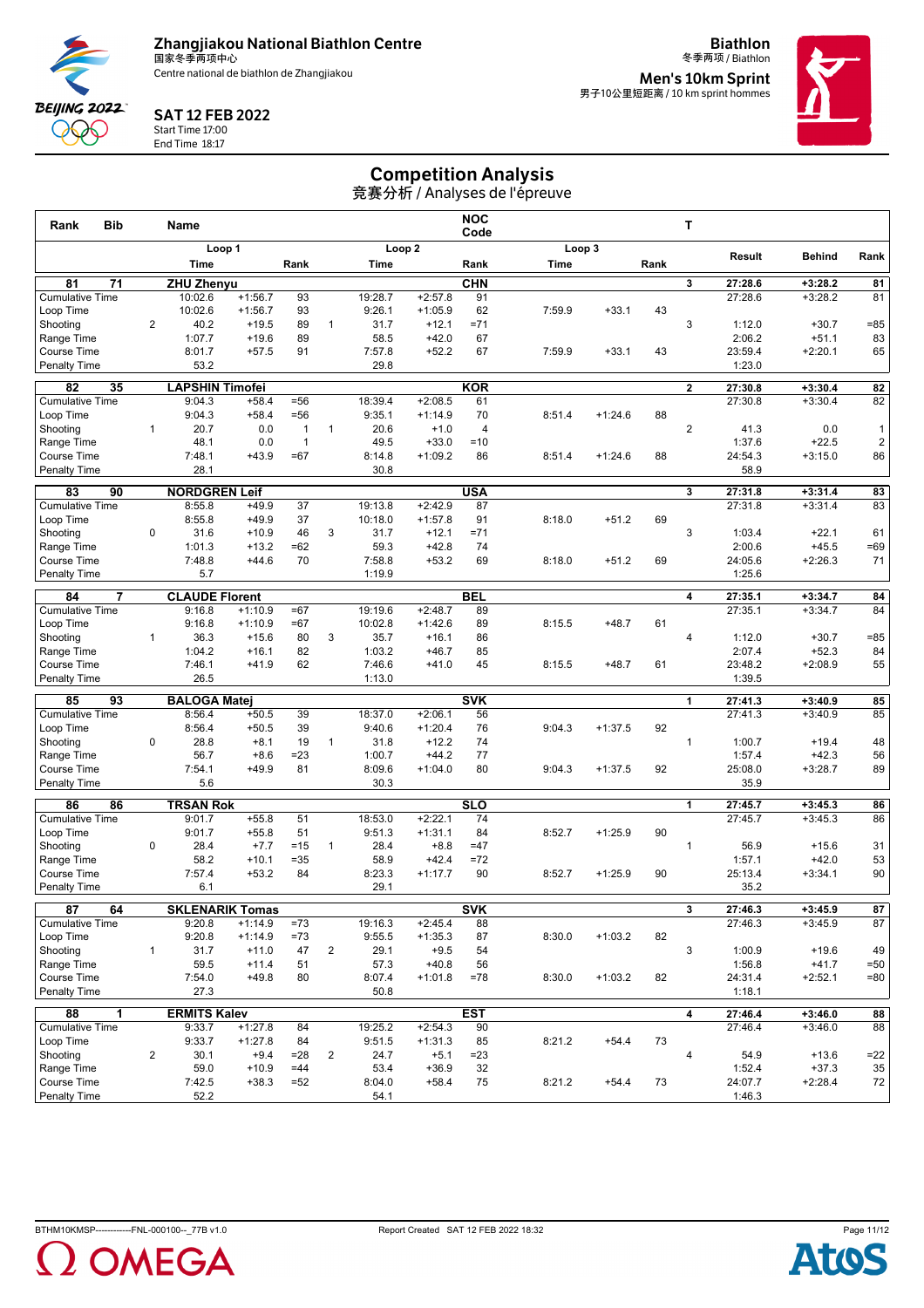Zhangjiakou National Biathlon Centre
国家冬季两项中心
Centre national de biathlon de Zhangjiakou

Biathlon
冬季两项 / Biathlon

**Men's 10km Sprint**
男子10公里短距离 / 10 km sprint hommes

SAT 12 FEB 2022
Start Time 17:00
End Time 18:17

# Competition Analysis
竞赛分析 / Analyses de l'épreuve

| Rank | Bib | | Name | | | | | | NOC Code | | | | T | | | |
|---|---|---|---|---|---|---|---|---|---|---|---|---|---|---|---|---|
| | | | Loop 1 | | | | Loop 2 | | | Loop 3 | | | | Result | Behind | Rank |
| | | | Time | | Rank | | Time | | Rank | Time | | Rank | | | | |
| **81** | **71** | | **ZHU Zhenyu** | | | | | | **CHN** | | | | **3** | **27:28.6** | **+3:28.2** | **81** |
| Cumulative Time | | | 10:02.6 | +1:56.7 | 93 | | 19:28.7 | +2:57.8 | 91 | | | | | 27:28.6 | +3:28.2 | 81 |
| Loop Time | | | 10:02.6 | +1:56.7 | 93 | | 9:26.1 | +1:05.9 | 62 | 7:59.9 | +33.1 | 43 | | | | |
| Shooting | | 2 | 40.2 | +19.5 | 89 | 1 | 31.7 | +12.1 | =71 | | | | 3 | 1:12.0 | +30.7 | =85 |
| Range Time | | | 1:07.7 | +19.6 | 89 | | 58.5 | +42.0 | 67 | | | | | 2:06.2 | +51.1 | 83 |
| Course Time | | | 8:01.7 | +57.5 | 91 | | 7:57.8 | +52.2 | 67 | 7:59.9 | +33.1 | 43 | | 23:59.4 | +2:20.1 | 65 |
| Penalty Time | | | 53.2 | | | | 29.8 | | | | | | | 1:23.0 | | |
| **82** | **35** | | **LAPSHIN Timofei** | | | | | | **KOR** | | | | **2** | **27:30.8** | **+3:30.4** | **82** |
| Cumulative Time | | | 9:04.3 | +58.4 | =56 | | 18:39.4 | +2:08.5 | 61 | | | | | 27:30.8 | +3:30.4 | 82 |
| Loop Time | | | 9:04.3 | +58.4 | =56 | | 9:35.1 | +1:14.9 | 70 | 8:51.4 | +1:24.6 | 88 | | | | |
| Shooting | | 1 | 20.7 | 0.0 | 1 | 1 | 20.6 | +1.0 | 4 | | | | 2 | 41.3 | 0.0 | 1 |
| Range Time | | | 48.1 | 0.0 | 1 | | 49.5 | +33.0 | =10 | | | | | 1:37.6 | +22.5 | 2 |
| Course Time | | | 7:48.1 | +43.9 | =67 | | 8:14.8 | +1:09.2 | 86 | 8:51.4 | +1:24.6 | 88 | | 24:54.3 | +3:15.0 | 86 |
| Penalty Time | | | 28.1 | | | | 30.8 | | | | | | | 58.9 | | |
| **83** | **90** | | **NORDGREN Leif** | | | | | | **USA** | | | | **3** | **27:31.8** | **+3:31.4** | **83** |
| Cumulative Time | | | 8:55.8 | +49.9 | 37 | | 19:13.8 | +2:42.9 | 87 | | | | | 27:31.8 | +3:31.4 | 83 |
| Loop Time | | | 8:55.8 | +49.9 | 37 | | 10:18.0 | +1:57.8 | 91 | 8:18.0 | +51.2 | 69 | | | | |
| Shooting | | 0 | 31.6 | +10.9 | 46 | 3 | 31.7 | +12.1 | =71 | | | | 3 | 1:03.4 | +22.1 | 61 |
| Range Time | | | 1:01.3 | +13.2 | =62 | | 59.3 | +42.8 | 74 | | | | | 2:00.6 | +45.5 | =69 |
| Course Time | | | 7:48.8 | +44.6 | 70 | | 7:58.8 | +53.2 | 69 | 8:18.0 | +51.2 | 69 | | 24:05.6 | +2:26.3 | 71 |
| Penalty Time | | | 5.7 | | | | 1:19.9 | | | | | | | 1:25.6 | | |
| **84** | **7** | | **CLAUDE Florent** | | | | | | **BEL** | | | | **4** | **27:35.1** | **+3:34.7** | **84** |
| Cumulative Time | | | 9:16.8 | +1:10.9 | =67 | | 19:19.6 | +2:48.7 | 89 | | | | | 27:35.1 | +3:34.7 | 84 |
| Loop Time | | | 9:16.8 | +1:10.9 | =67 | | 10:02.8 | +1:42.6 | 89 | 8:15.5 | +48.7 | 61 | | | | |
| Shooting | | 1 | 36.3 | +15.6 | 80 | 3 | 35.7 | +16.1 | 86 | | | | 4 | 1:12.0 | +30.7 | =85 |
| Range Time | | | 1:04.2 | +16.1 | 82 | | 1:03.2 | +46.7 | 85 | | | | | 2:07.4 | +52.3 | 84 |
| Course Time | | | 7:46.1 | +41.9 | 62 | | 7:46.6 | +41.0 | 45 | 8:15.5 | +48.7 | 61 | | 23:48.2 | +2:08.9 | 55 |
| Penalty Time | | | 26.5 | | | | 1:13.0 | | | | | | | 1:39.5 | | |
| **85** | **93** | | **BALOGA Matej** | | | | | | **SVK** | | | | **1** | **27:41.3** | **+3:40.9** | **85** |
| Cumulative Time | | | 8:56.4 | +50.5 | 39 | | 18:37.0 | +2:06.1 | 56 | | | | | 27:41.3 | +3:40.9 | 85 |
| Loop Time | | | 8:56.4 | +50.5 | 39 | | 9:40.6 | +1:20.4 | 76 | 9:04.3 | +1:37.5 | 92 | | | | |
| Shooting | | 0 | 28.8 | +8.1 | 19 | 1 | 31.8 | +12.2 | 74 | | | | 1 | 1:00.7 | +19.4 | 48 |
| Range Time | | | 56.7 | +8.6 | =23 | | 1:00.7 | +44.2 | 77 | | | | | 1:57.4 | +42.3 | 56 |
| Course Time | | | 7:54.1 | +49.9 | 81 | | 8:09.6 | +1:04.0 | 80 | 9:04.3 | +1:37.5 | 92 | | 25:08.0 | +3:28.7 | 89 |
| Penalty Time | | | 5.6 | | | | 30.3 | | | | | | | 35.9 | | |
| **86** | **86** | | **TRSAN Rok** | | | | | | **SLO** | | | | **1** | **27:45.7** | **+3:45.3** | **86** |
| Cumulative Time | | | 9:01.7 | +55.8 | 51 | | 18:53.0 | +2:22.1 | 74 | | | | | 27:45.7 | +3:45.3 | 86 |
| Loop Time | | | 9:01.7 | +55.8 | 51 | | 9:51.3 | +1:31.1 | 84 | 8:52.7 | +1:25.9 | 90 | | | | |
| Shooting | | 0 | 28.4 | +7.7 | =15 | 1 | 28.4 | +8.8 | =47 | | | | 1 | 56.9 | +15.6 | 31 |
| Range Time | | | 58.2 | +10.1 | =35 | | 58.9 | +42.4 | =72 | | | | | 1:57.1 | +42.0 | 53 |
| Course Time | | | 7:57.4 | +53.2 | 84 | | 8:23.3 | +1:17.7 | 90 | 8:52.7 | +1:25.9 | 90 | | 25:13.4 | +3:34.1 | 90 |
| Penalty Time | | | 6.1 | | | | 29.1 | | | | | | | 35.2 | | |
| **87** | **64** | | **SKLENARIK Tomas** | | | | | | **SVK** | | | | **3** | **27:46.3** | **+3:45.9** | **87** |
| Cumulative Time | | | 9:20.8 | +1:14.9 | =73 | | 19:16.3 | +2:45.4 | 88 | | | | | 27:46.3 | +3:45.9 | 87 |
| Loop Time | | | 9:20.8 | +1:14.9 | =73 | | 9:55.5 | +1:35.3 | 87 | 8:30.0 | +1:03.2 | 82 | | | | |
| Shooting | | 1 | 31.7 | +11.0 | 47 | 2 | 29.1 | +9.5 | 54 | | | | 3 | 1:00.9 | +19.6 | 49 |
| Range Time | | | 59.5 | +11.4 | 51 | | 57.3 | +40.8 | 56 | | | | | 1:56.8 | +41.7 | =50 |
| Course Time | | | 7:54.0 | +49.8 | 80 | | 8:07.4 | +1:01.8 | =78 | 8:30.0 | +1:03.2 | 82 | | 24:31.4 | +2:52.1 | =80 |
| Penalty Time | | | 27.3 | | | | 50.8 | | | | | | | 1:18.1 | | |
| **88** | **1** | | **ERMITS Kalev** | | | | | | **EST** | | | | **4** | **27:46.4** | **+3:46.0** | **88** |
| Cumulative Time | | | 9:33.7 | +1:27.8 | 84 | | 19:25.2 | +2:54.3 | 90 | | | | | 27:46.4 | +3:46.0 | 88 |
| Loop Time | | | 9:33.7 | +1:27.8 | 84 | | 9:51.5 | +1:31.3 | 85 | 8:21.2 | +54.4 | 73 | | | | |
| Shooting | | 2 | 30.1 | +9.4 | =28 | 2 | 24.7 | +5.1 | =23 | | | | 4 | 54.9 | +13.6 | =22 |
| Range Time | | | 59.0 | +10.9 | =44 | | 53.4 | +36.9 | 32 | | | | | 1:52.4 | +37.3 | 35 |
| Course Time | | | 7:42.5 | +38.3 | =52 | | 8:04.0 | +58.4 | 75 | 8:21.2 | +54.4 | 73 | | 24:07.7 | +2:28.4 | 72 |
| Penalty Time | | | 52.2 | | | | 54.1 | | | | | | | 1:46.3 | | |

BTHM10KMSP------------FNL-000100--_77B v1.0 Report Created SAT 12 FEB 2022 18:32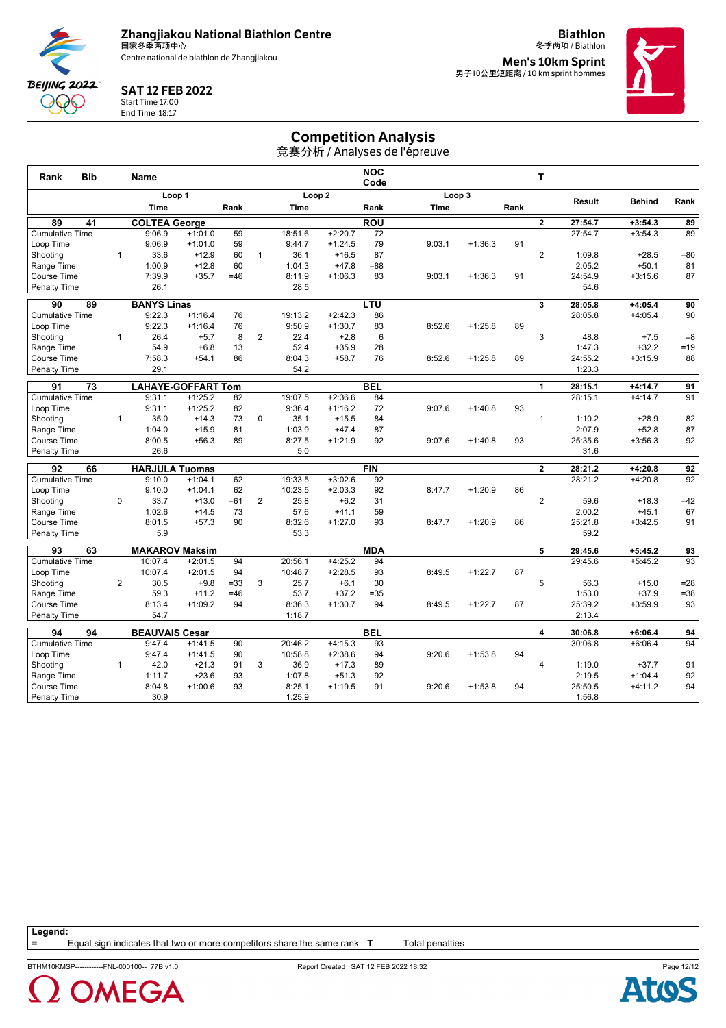Zhangjiakou National Biathlon Centre
国家冬季两项中心
Centre national de biathlon de Zhangjiakou

Biathlon
冬季两项 / Biathlon

Men's 10km Sprint
男子10公里短距离 / 10 km sprint hommes

SAT 12 FEB 2022
Start Time 17:00
End Time 18:17

# Competition Analysis
竞赛分析 / Analyses de l'épreuve

| Rank | Bib | | Name | | | | Loop 2 | | NOC Code | Loop 3 | | | T | Result | Behind | Rank |
|---|---|---|---|---|---|---|---|---|---|---|---|---|---|---|---|---|
| | | | Loop 1 Time | | Rank | | Time | | Rank | Time | | Rank | | | | |
| **89** | **41** | | **COLTEA George** | | | | | | **ROU** | | | | **2** | **27:54.7** | **+3:54.3** | **89** |
| Cumulative Time | | | 9:06.9 | +1:01.0 | 59 | | 18:51.6 | +2:20.7 | 72 | | | | | 27:54.7 | +3:54.3 | 89 |
| Loop Time | | | 9:06.9 | +1:01.0 | 59 | | 9:44.7 | +1:24.5 | 79 | 9:03.1 | +1:36.3 | 91 | | | | |
| Shooting | | 1 | 33.6 | +12.9 | 60 | 1 | 36.1 | +16.5 | 87 | | | | 2 | 1:09.8 | +28.5 | =80 |
| Range Time | | | 1:00.9 | +12.8 | 60 | | 1:04.3 | +47.8 | =88 | | | | | 2:05.2 | +50.1 | 81 |
| Course Time | | | 7:39.9 | +35.7 | =46 | | 8:11.9 | +1:06.3 | 83 | 9:03.1 | +1:36.3 | 91 | | 24:54.9 | +3:15.6 | 87 |
| Penalty Time | | | 26.1 | | | | 28.5 | | | | | | | 54.6 | | |
| **90** | **89** | | **BANYS Linas** | | | | | | **LTU** | | | | **3** | **28:05.8** | **+4:05.4** | **90** |
| Cumulative Time | | | 9:22.3 | +1:16.4 | 76 | | 19:13.2 | +2:42.3 | 86 | | | | | 28:05.8 | +4:05.4 | 90 |
| Loop Time | | | 9:22.3 | +1:16.4 | 76 | | 9:50.9 | +1:30.7 | 83 | 8:52.6 | +1:25.8 | 89 | | | | |
| Shooting | | 1 | 26.4 | +5.7 | 8 | 2 | 22.4 | +2.8 | 6 | | | | 3 | 48.8 | +7.5 | =8 |
| Range Time | | | 54.9 | +6.8 | 13 | | 52.4 | +35.9 | 28 | | | | | 1:47.3 | +32.2 | =19 |
| Course Time | | | 7:58.3 | +54.1 | 86 | | 8:04.3 | +58.7 | 76 | 8:52.6 | +1:25.8 | 89 | | 24:55.2 | +3:15.9 | 88 |
| Penalty Time | | | 29.1 | | | | 54.2 | | | | | | | 1:23.3 | | |
| **91** | **73** | | **LAHAYE-GOFFART Tom** | | | | | | **BEL** | | | | **1** | **28:15.1** | **+4:14.7** | **91** |
| Cumulative Time | | | 9:31.1 | +1:25.2 | 82 | | 19:07.5 | +2:36.6 | 84 | | | | | 28:15.1 | +4:14.7 | 91 |
| Loop Time | | | 9:31.1 | +1:25.2 | 82 | | 9:36.4 | +1:16.2 | 72 | 9:07.6 | +1:40.8 | 93 | | | | |
| Shooting | | 1 | 35.0 | +14.3 | 73 | 0 | 35.1 | +15.5 | 84 | | | | 1 | 1:10.2 | +28.9 | 82 |
| Range Time | | | 1:04.0 | +15.9 | 81 | | 1:03.9 | +47.4 | 87 | | | | | 2:07.9 | +52.8 | 87 |
| Course Time | | | 8:00.5 | +56.3 | 89 | | 8:27.5 | +1:21.9 | 92 | 9:07.6 | +1:40.8 | 93 | | 25:35.6 | +3:56.3 | 92 |
| Penalty Time | | | 26.6 | | | | 5.0 | | | | | | | 31.6 | | |
| **92** | **66** | | **HARJULA Tuomas** | | | | | | **FIN** | | | | **2** | **28:21.2** | **+4:20.8** | **92** |
| Cumulative Time | | | 9:10.0 | +1:04.1 | 62 | | 19:33.5 | +3:02.6 | 92 | | | | | 28:21.2 | +4:20.8 | 92 |
| Loop Time | | | 9:10.0 | +1:04.1 | 62 | | 10:23.5 | +2:03.3 | 92 | 8:47.7 | +1:20.9 | 86 | | | | |
| Shooting | | 0 | 33.7 | +13.0 | =61 | 2 | 25.8 | +6.2 | 31 | | | | 2 | 59.6 | +18.3 | =42 |
| Range Time | | | 1:02.6 | +14.5 | 73 | | 57.6 | +41.1 | 59 | | | | | 2:00.2 | +45.1 | 67 |
| Course Time | | | 8:01.5 | +57.3 | 90 | | 8:32.6 | +1:27.0 | 93 | 8:47.7 | +1:20.9 | 86 | | 25:21.8 | +3:42.5 | 91 |
| Penalty Time | | | 5.9 | | | | 53.3 | | | | | | | 59.2 | | |
| **93** | **63** | | **MAKAROV Maksim** | | | | | | **MDA** | | | | **5** | **29:45.6** | **+5:45.2** | **93** |
| Cumulative Time | | | 10:07.4 | +2:01.5 | 94 | | 20:56.1 | +4:25.2 | 94 | | | | | 29:45.6 | +5:45.2 | 93 |
| Loop Time | | | 10:07.4 | +2:01.5 | 94 | | 10:48.7 | +2:28.5 | 93 | 8:49.5 | +1:22.7 | 87 | | | | |
| Shooting | | 2 | 30.5 | +9.8 | =33 | 3 | 25.7 | +6.1 | 30 | | | | 5 | 56.3 | +15.0 | =28 |
| Range Time | | | 59.3 | +11.2 | =46 | | 53.7 | +37.2 | =35 | | | | | 1:53.0 | +37.9 | =38 |
| Course Time | | | 8:13.4 | +1:09.2 | 94 | | 8:36.3 | +1:30.7 | 94 | 8:49.5 | +1:22.7 | 87 | | 25:39.2 | +3:59.9 | 93 |
| Penalty Time | | | 54.7 | | | | 1:18.7 | | | | | | | 2:13.4 | | |
| **94** | **94** | | **BEAUVAIS Cesar** | | | | | | **BEL** | | | | **4** | **30:06.8** | **+6:06.4** | **94** |
| Cumulative Time | | | 9:47.4 | +1:41.5 | 90 | | 20:46.2 | +4:15.3 | 93 | | | | | 30:06.8 | +6:06.4 | 94 |
| Loop Time | | | 9:47.4 | +1:41.5 | 90 | | 10:58.8 | +2:38.6 | 94 | 9:20.6 | +1:53.8 | 94 | | | | |
| Shooting | | 1 | 42.0 | +21.3 | 91 | 3 | 36.9 | +17.3 | 89 | | | | 4 | 1:19.0 | +37.7 | 91 |
| Range Time | | | 1:11.7 | +23.6 | 93 | | 1:07.8 | +51.3 | 92 | | | | | 2:19.5 | +1:04.4 | 92 |
| Course Time | | | 8:04.8 | +1:00.6 | 93 | | 8:25.1 | +1:19.5 | 91 | 9:20.6 | +1:53.8 | 94 | | 25:50.5 | +4:11.2 | 94 |
| Penalty Time | | | 30.9 | | | | 1:25.9 | | | | | | | 1:56.8 | | |

**Legend:**
= Equal sign indicates that two or more competitors share the same rank **T** Total penalties

BTHM10KMSP------------FNL-000100--_77B v1.0 Report Created SAT 12 FEB 2022 18:32